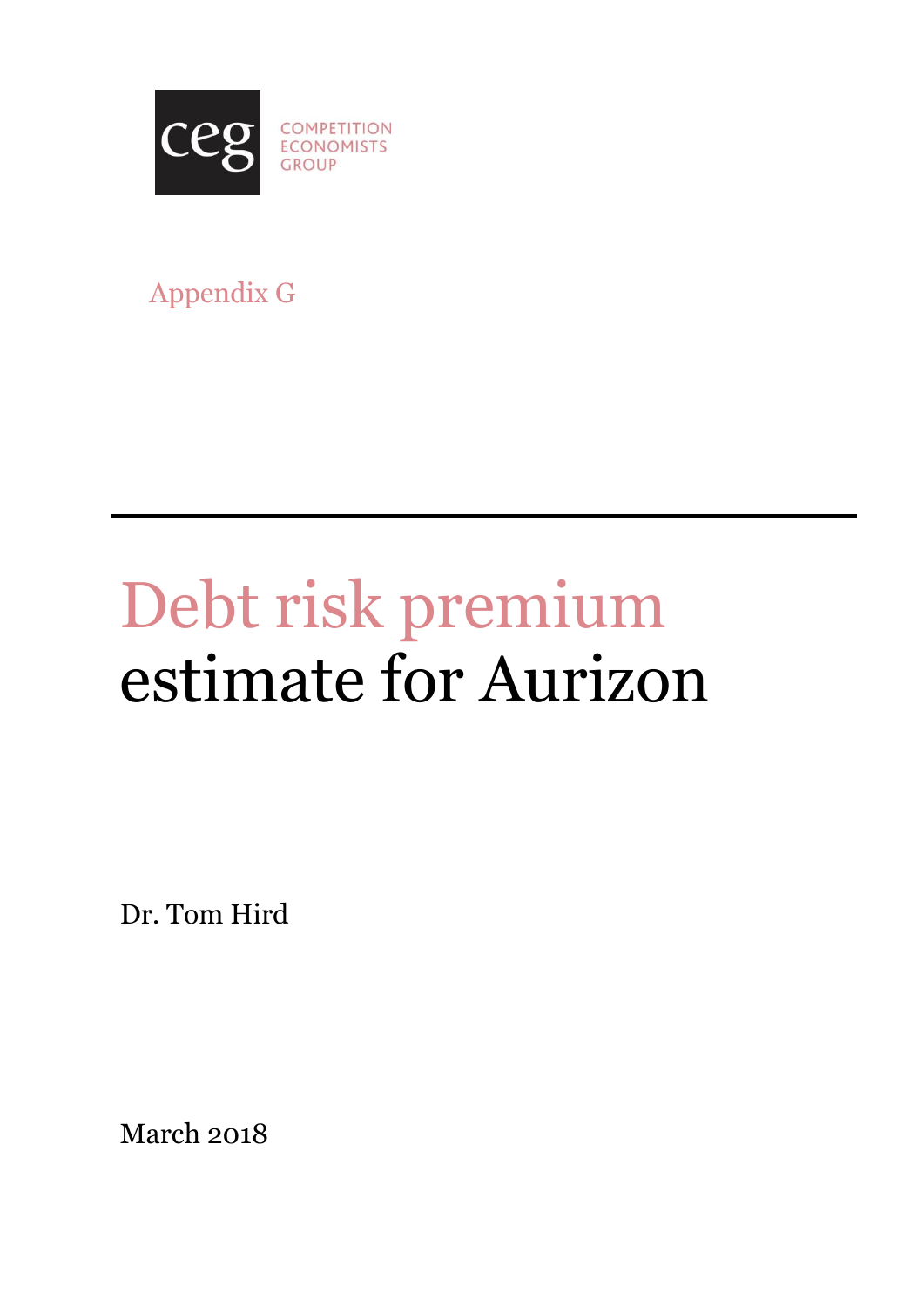COMPETITION ECONOMISTS GROUP

Appendix G

# Debt risk premium estimate for Aurizon

Dr. Tom Hird

March 2018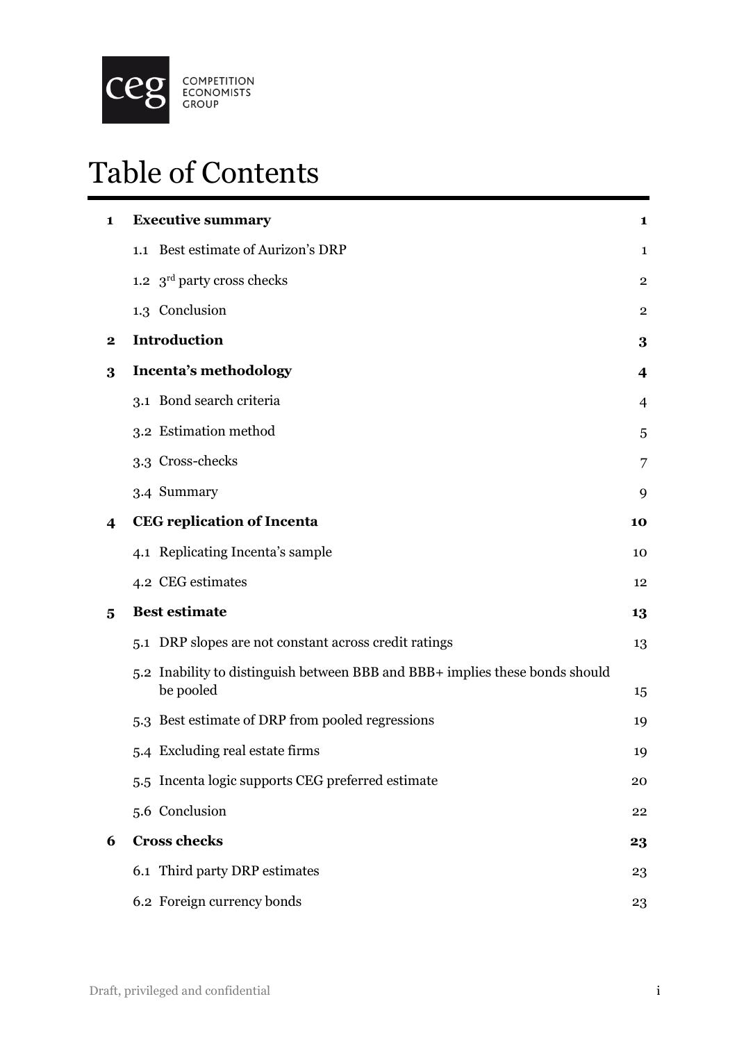# Table of Contents

| | | |
|---|---|---|
| **1** | **Executive summary** | **1** |
| | 1.1 Best estimate of Aurizon's DRP | 1 |
| | 1.2 3rd party cross checks | 2 |
| | 1.3 Conclusion | 2 |
| **2** | **Introduction** | **3** |
| **3** | **Incenta's methodology** | **4** |
| | 3.1 Bond search criteria | 4 |
| | 3.2 Estimation method | 5 |
| | 3.3 Cross-checks | 7 |
| | 3.4 Summary | 9 |
| **4** | **CEG replication of Incenta** | **10** |
| | 4.1 Replicating Incenta's sample | 10 |
| | 4.2 CEG estimates | 12 |
| **5** | **Best estimate** | **13** |
| | 5.1 DRP slopes are not constant across credit ratings | 13 |
| | 5.2 Inability to distinguish between BBB and BBB+ implies these bonds should be pooled | 15 |
| | 5.3 Best estimate of DRP from pooled regressions | 19 |
| | 5.4 Excluding real estate firms | 19 |
| | 5.5 Incenta logic supports CEG preferred estimate | 20 |
| | 5.6 Conclusion | 22 |
| **6** | **Cross checks** | **23** |
| | 6.1 Third party DRP estimates | 23 |
| | 6.2 Foreign currency bonds | 23 |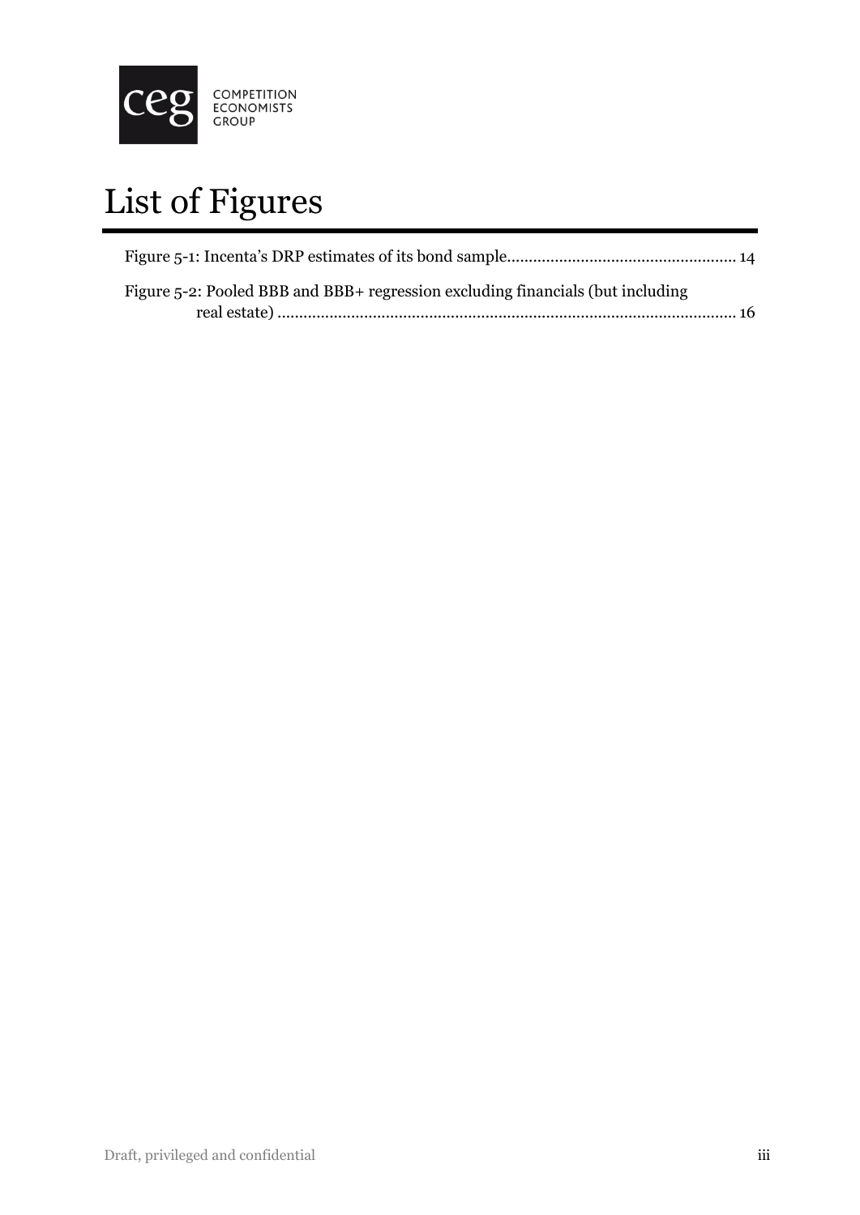# List of Figures

Figure 5-1: Incenta's DRP estimates of its bond sample..................................................... 14

Figure 5-2: Pooled BBB and BBB+ regression excluding financials (but including real estate) ........................................................................................................... 16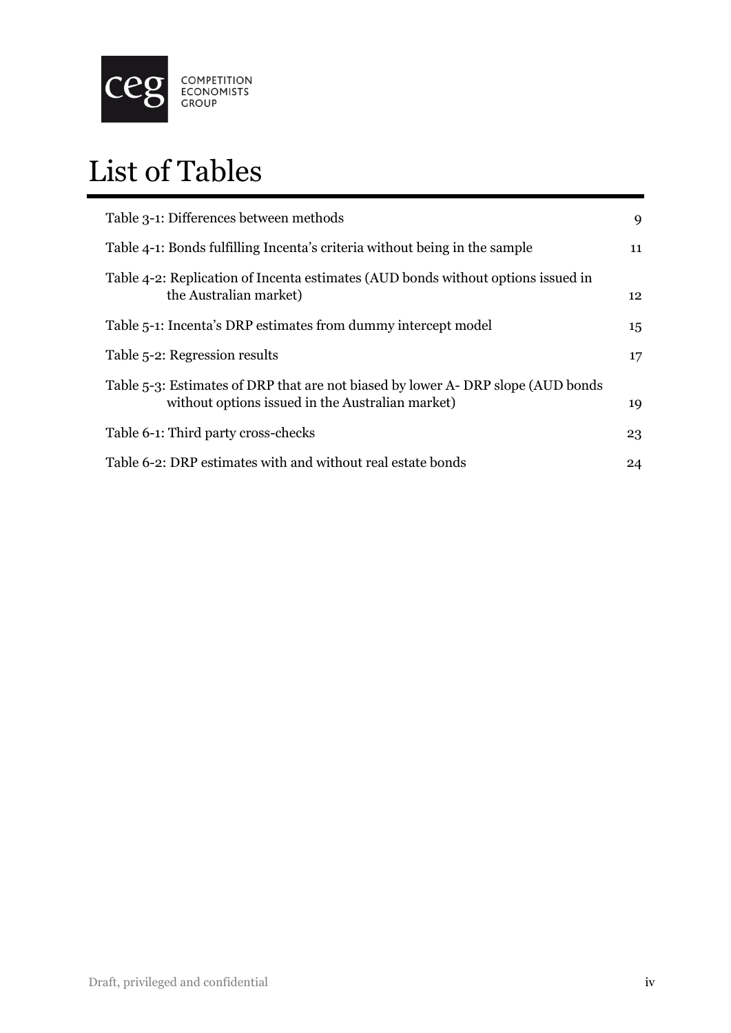# List of Tables

| | |
|---|---|
| Table 3-1: Differences between methods | 9 |
| Table 4-1: Bonds fulfilling Incenta's criteria without being in the sample | 11 |
| Table 4-2: Replication of Incenta estimates (AUD bonds without options issued in the Australian market) | 12 |
| Table 5-1: Incenta's DRP estimates from dummy intercept model | 15 |
| Table 5-2: Regression results | 17 |
| Table 5-3: Estimates of DRP that are not biased by lower A- DRP slope (AUD bonds without options issued in the Australian market) | 19 |
| Table 6-1: Third party cross-checks | 23 |
| Table 6-2: DRP estimates with and without real estate bonds | 24 |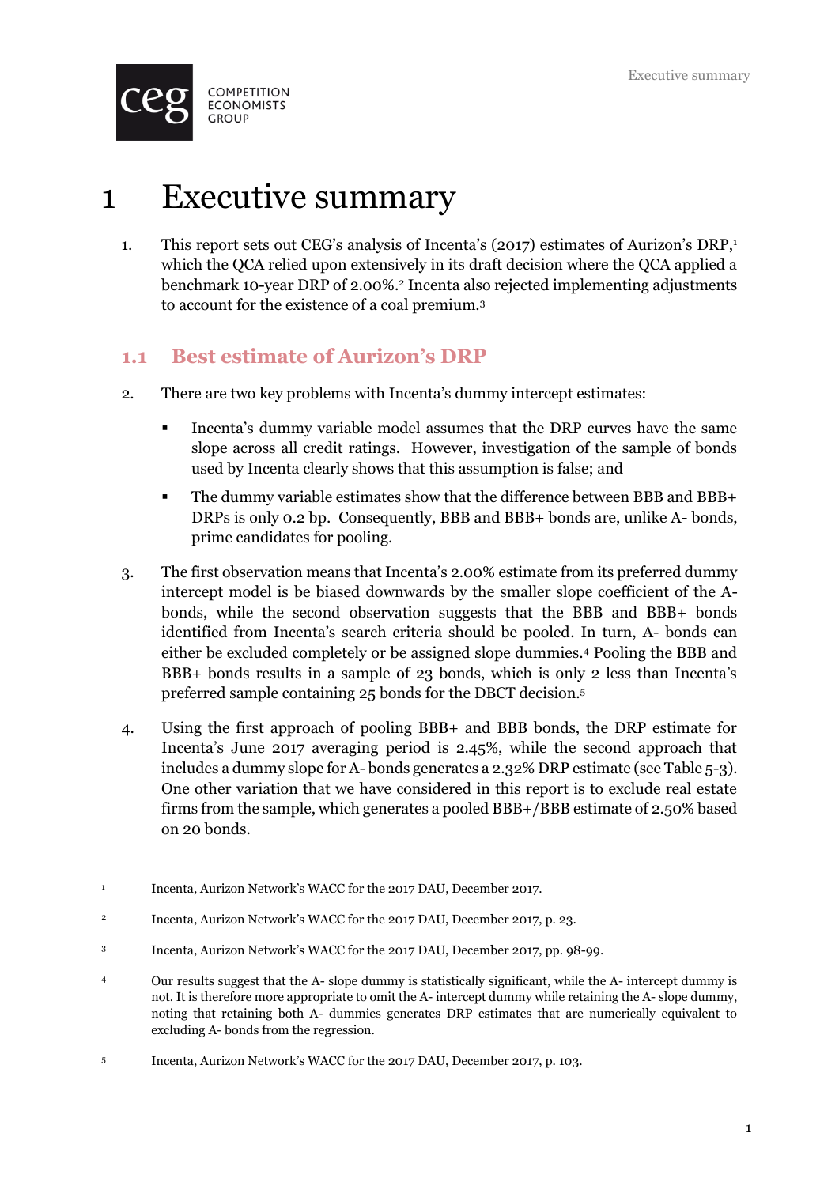# 1 Executive summary

1. This report sets out CEG's analysis of Incenta's (2017) estimates of Aurizon's DRP,[1] which the QCA relied upon extensively in its draft decision where the QCA applied a benchmark 10-year DRP of 2.00%.[2] Incenta also rejected implementing adjustments to account for the existence of a coal premium.[3]

## 1.1 Best estimate of Aurizon's DRP

2. There are two key problems with Incenta's dummy intercept estimates:

   - Incenta's dummy variable model assumes that the DRP curves have the same slope across all credit ratings. However, investigation of the sample of bonds used by Incenta clearly shows that this assumption is false; and
   - The dummy variable estimates show that the difference between BBB and BBB+ DRPs is only 0.2 bp. Consequently, BBB and BBB+ bonds are, unlike A- bonds, prime candidates for pooling.

3. The first observation means that Incenta's 2.00% estimate from its preferred dummy intercept model is be biased downwards by the smaller slope coefficient of the A- bonds, while the second observation suggests that the BBB and BBB+ bonds identified from Incenta's search criteria should be pooled. In turn, A- bonds can either be excluded completely or be assigned slope dummies.[4] Pooling the BBB and BBB+ bonds results in a sample of 23 bonds, which is only 2 less than Incenta's preferred sample containing 25 bonds for the DBCT decision.[5]

4. Using the first approach of pooling BBB+ and BBB bonds, the DRP estimate for Incenta's June 2017 averaging period is 2.45%, while the second approach that includes a dummy slope for A- bonds generates a 2.32% DRP estimate (see Table 5-3). One other variation that we have considered in this report is to exclude real estate firms from the sample, which generates a pooled BBB+/BBB estimate of 2.50% based on 20 bonds.

---

[1] Incenta, Aurizon Network's WACC for the 2017 DAU, December 2017.

[2] Incenta, Aurizon Network's WACC for the 2017 DAU, December 2017, p. 23.

[3] Incenta, Aurizon Network's WACC for the 2017 DAU, December 2017, pp. 98-99.

[4] Our results suggest that the A- slope dummy is statistically significant, while the A- intercept dummy is not. It is therefore more appropriate to omit the A- intercept dummy while retaining the A- slope dummy, noting that retaining both A- dummies generates DRP estimates that are numerically equivalent to excluding A- bonds from the regression.

[5] Incenta, Aurizon Network's WACC for the 2017 DAU, December 2017, p. 103.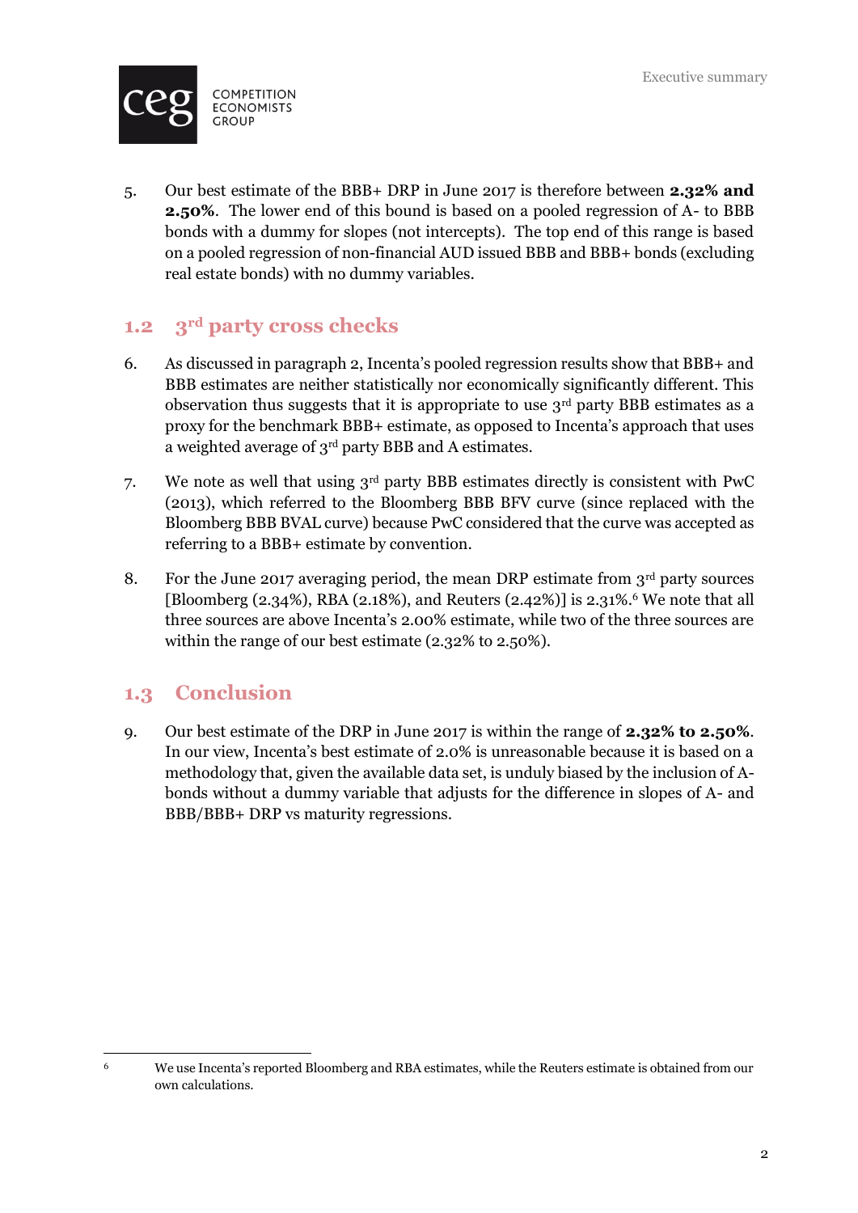5. Our best estimate of the BBB+ DRP in June 2017 is therefore between **2.32% and 2.50%**. The lower end of this bound is based on a pooled regression of A- to BBB bonds with a dummy for slopes (not intercepts). The top end of this range is based on a pooled regression of non-financial AUD issued BBB and BBB+ bonds (excluding real estate bonds) with no dummy variables.

## 1.2 3rd party cross checks

6. As discussed in paragraph 2, Incenta's pooled regression results show that BBB+ and BBB estimates are neither statistically nor economically significantly different. This observation thus suggests that it is appropriate to use 3rd party BBB estimates as a proxy for the benchmark BBB+ estimate, as opposed to Incenta's approach that uses a weighted average of 3rd party BBB and A estimates.

7. We note as well that using 3rd party BBB estimates directly is consistent with PwC (2013), which referred to the Bloomberg BBB BFV curve (since replaced with the Bloomberg BBB BVAL curve) because PwC considered that the curve was accepted as referring to a BBB+ estimate by convention.

8. For the June 2017 averaging period, the mean DRP estimate from 3rd party sources [Bloomberg (2.34%), RBA (2.18%), and Reuters (2.42%)] is 2.31%.[6] We note that all three sources are above Incenta's 2.00% estimate, while two of the three sources are within the range of our best estimate (2.32% to 2.50%).

## 1.3 Conclusion

9. Our best estimate of the DRP in June 2017 is within the range of **2.32% to 2.50%**. In our view, Incenta's best estimate of 2.0% is unreasonable because it is based on a methodology that, given the available data set, is unduly biased by the inclusion of A- bonds without a dummy variable that adjusts for the difference in slopes of A- and BBB/BBB+ DRP vs maturity regressions.

---

[6] We use Incenta's reported Bloomberg and RBA estimates, while the Reuters estimate is obtained from our own calculations.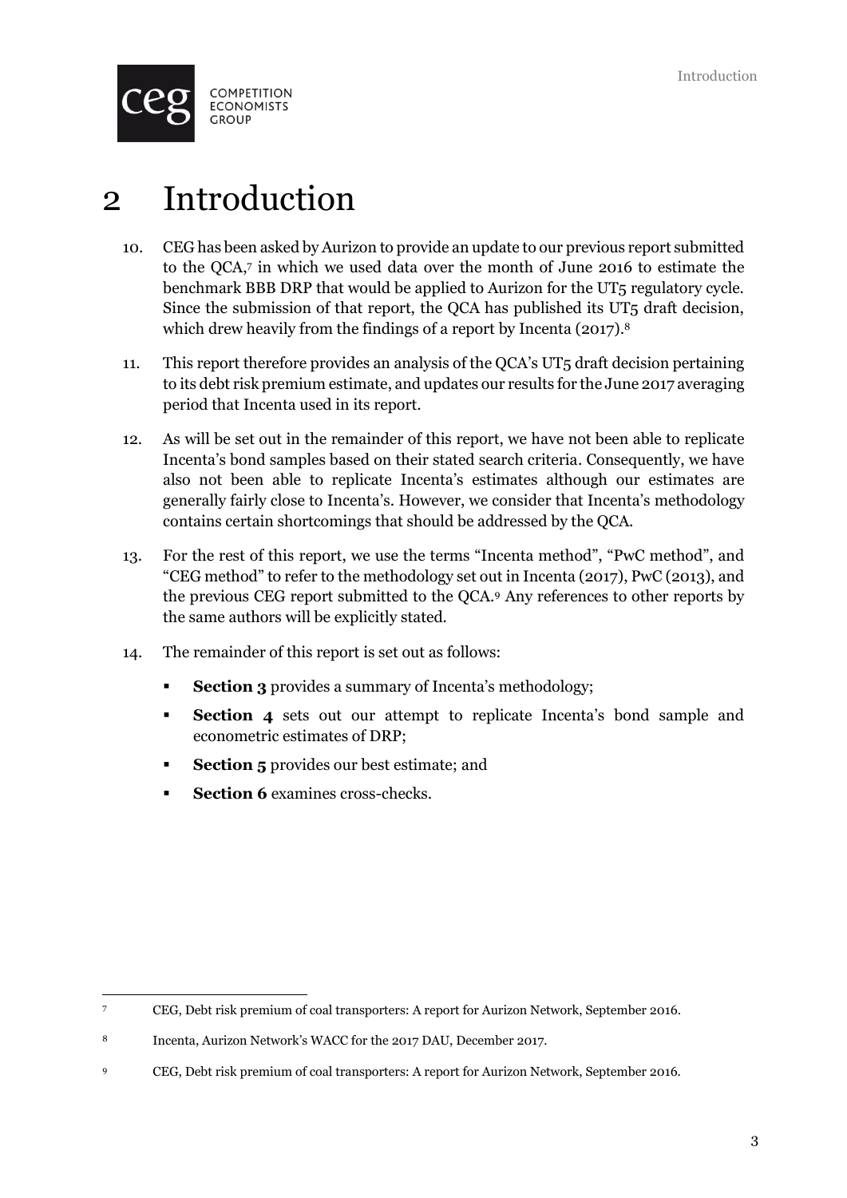# 2 Introduction

10. CEG has been asked by Aurizon to provide an update to our previous report submitted to the QCA,[7] in which we used data over the month of June 2016 to estimate the benchmark BBB DRP that would be applied to Aurizon for the UT5 regulatory cycle. Since the submission of that report, the QCA has published its UT5 draft decision, which drew heavily from the findings of a report by Incenta (2017).[8]

11. This report therefore provides an analysis of the QCA's UT5 draft decision pertaining to its debt risk premium estimate, and updates our results for the June 2017 averaging period that Incenta used in its report.

12. As will be set out in the remainder of this report, we have not been able to replicate Incenta's bond samples based on their stated search criteria. Consequently, we have also not been able to replicate Incenta's estimates although our estimates are generally fairly close to Incenta's. However, we consider that Incenta's methodology contains certain shortcomings that should be addressed by the QCA.

13. For the rest of this report, we use the terms "Incenta method", "PwC method", and "CEG method" to refer to the methodology set out in Incenta (2017), PwC (2013), and the previous CEG report submitted to the QCA.[9] Any references to other reports by the same authors will be explicitly stated.

14. The remainder of this report is set out as follows:

    - **Section 3** provides a summary of Incenta's methodology;
    - **Section 4** sets out our attempt to replicate Incenta's bond sample and econometric estimates of DRP;
    - **Section 5** provides our best estimate; and
    - **Section 6** examines cross-checks.

---

[7] CEG, Debt risk premium of coal transporters: A report for Aurizon Network, September 2016.

[8] Incenta, Aurizon Network's WACC for the 2017 DAU, December 2017.

[9] CEG, Debt risk premium of coal transporters: A report for Aurizon Network, September 2016.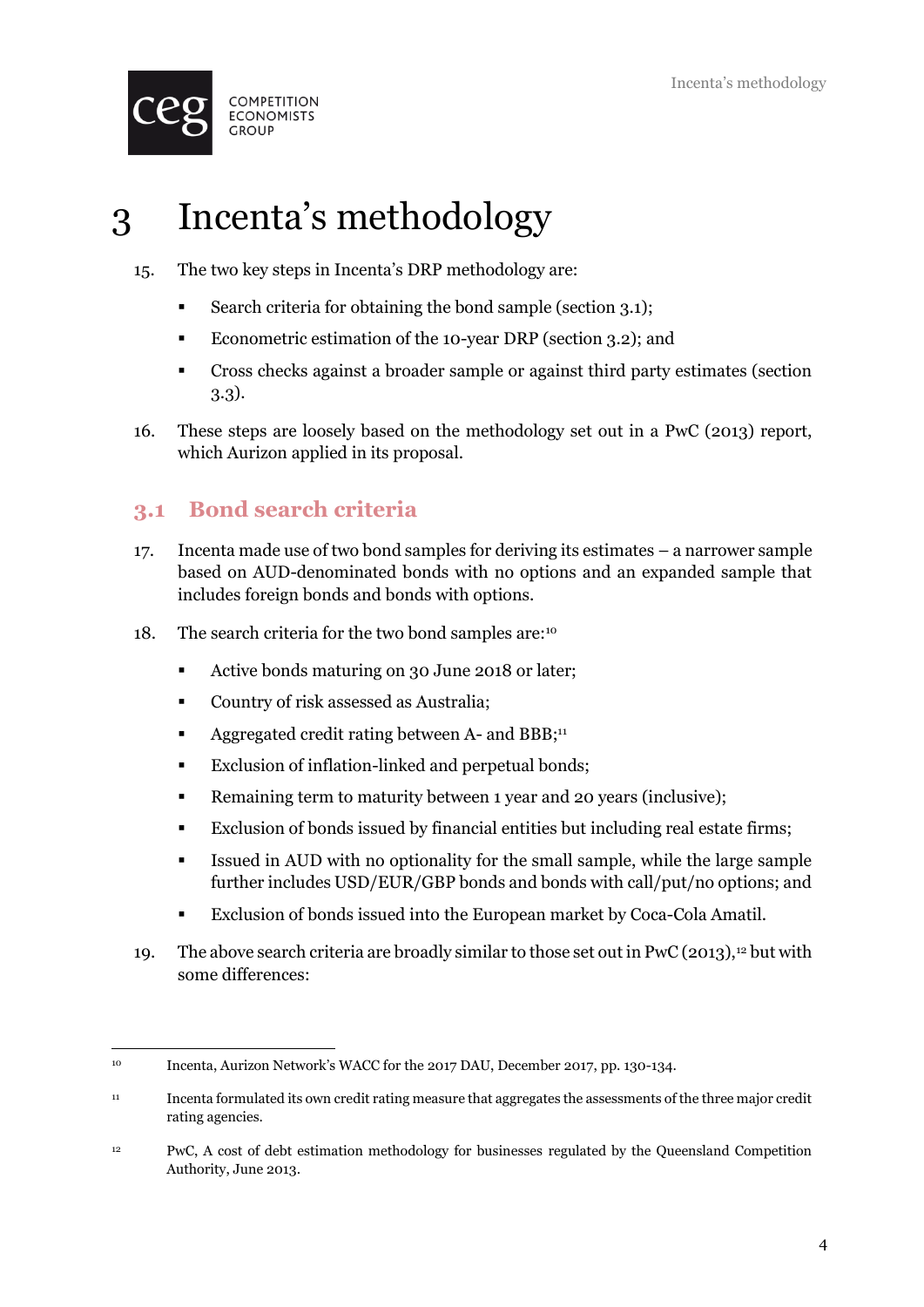# 3 Incenta's methodology

15. The two key steps in Incenta's DRP methodology are:

    - Search criteria for obtaining the bond sample (section 3.1);
    - Econometric estimation of the 10-year DRP (section 3.2); and
    - Cross checks against a broader sample or against third party estimates (section 3.3).

16. These steps are loosely based on the methodology set out in a PwC (2013) report, which Aurizon applied in its proposal.

## 3.1 Bond search criteria

17. Incenta made use of two bond samples for deriving its estimates – a narrower sample based on AUD-denominated bonds with no options and an expanded sample that includes foreign bonds and bonds with options.

18. The search criteria for the two bond samples are:[10]

    - Active bonds maturing on 30 June 2018 or later;
    - Country of risk assessed as Australia;
    - Aggregated credit rating between A- and BBB;[11]
    - Exclusion of inflation-linked and perpetual bonds;
    - Remaining term to maturity between 1 year and 20 years (inclusive);
    - Exclusion of bonds issued by financial entities but including real estate firms;
    - Issued in AUD with no optionality for the small sample, while the large sample further includes USD/EUR/GBP bonds and bonds with call/put/no options; and
    - Exclusion of bonds issued into the European market by Coca-Cola Amatil.

19. The above search criteria are broadly similar to those set out in PwC (2013),[12] but with some differences:

---

[10] Incenta, Aurizon Network's WACC for the 2017 DAU, December 2017, pp. 130-134.

[11] Incenta formulated its own credit rating measure that aggregates the assessments of the three major credit rating agencies.

[12] PwC, A cost of debt estimation methodology for businesses regulated by the Queensland Competition Authority, June 2013.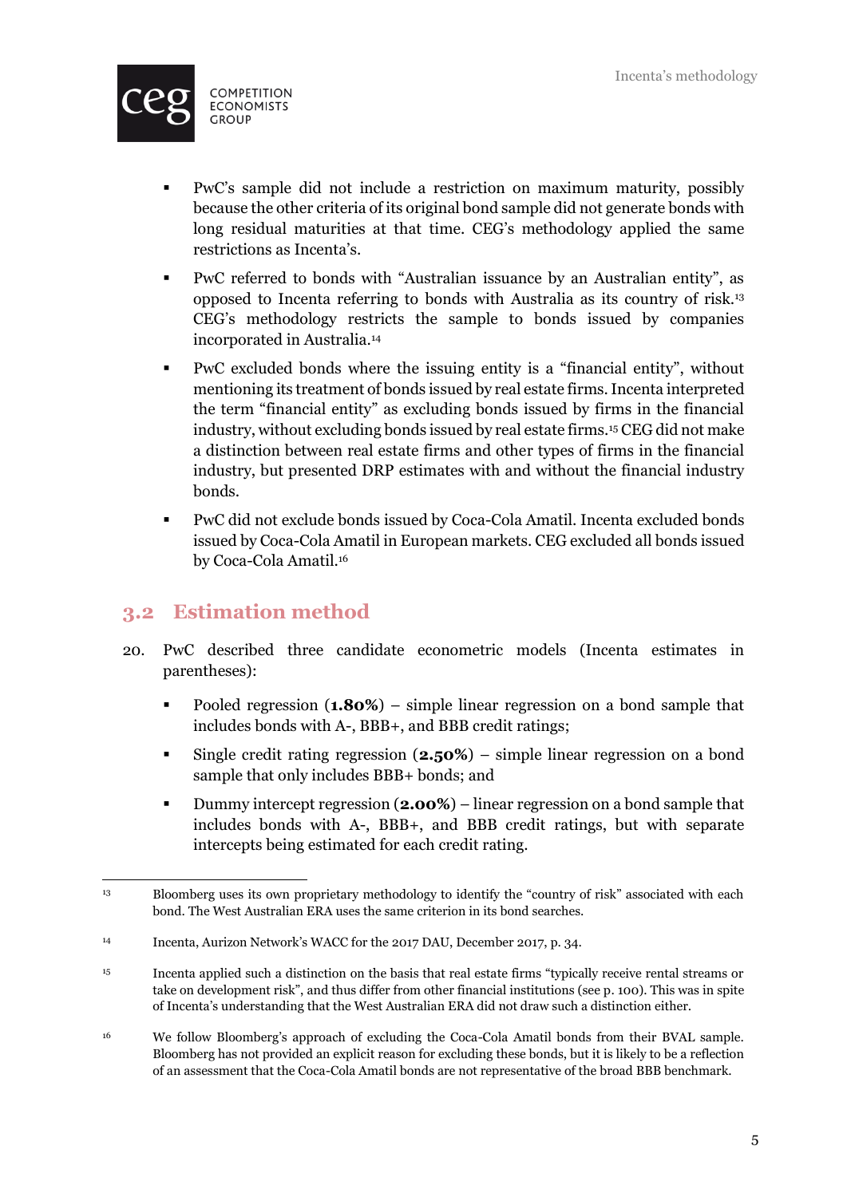- PwC's sample did not include a restriction on maximum maturity, possibly because the other criteria of its original bond sample did not generate bonds with long residual maturities at that time. CEG's methodology applied the same restrictions as Incenta's.
- PwC referred to bonds with "Australian issuance by an Australian entity", as opposed to Incenta referring to bonds with Australia as its country of risk.[13] CEG's methodology restricts the sample to bonds issued by companies incorporated in Australia.[14]
- PwC excluded bonds where the issuing entity is a "financial entity", without mentioning its treatment of bonds issued by real estate firms. Incenta interpreted the term "financial entity" as excluding bonds issued by firms in the financial industry, without excluding bonds issued by real estate firms.[15] CEG did not make a distinction between real estate firms and other types of firms in the financial industry, but presented DRP estimates with and without the financial industry bonds.
- PwC did not exclude bonds issued by Coca-Cola Amatil. Incenta excluded bonds issued by Coca-Cola Amatil in European markets. CEG excluded all bonds issued by Coca-Cola Amatil.[16]

## 3.2 Estimation method

20. PwC described three candidate econometric models (Incenta estimates in parentheses):

    - Pooled regression (**1.80%**) – simple linear regression on a bond sample that includes bonds with A-, BBB+, and BBB credit ratings;
    - Single credit rating regression (**2.50%**) – simple linear regression on a bond sample that only includes BBB+ bonds; and
    - Dummy intercept regression (**2.00%**) – linear regression on a bond sample that includes bonds with A-, BBB+, and BBB credit ratings, but with separate intercepts being estimated for each credit rating.

---

[13] Bloomberg uses its own proprietary methodology to identify the "country of risk" associated with each bond. The West Australian ERA uses the same criterion in its bond searches.

[14] Incenta, Aurizon Network's WACC for the 2017 DAU, December 2017, p. 34.

[15] Incenta applied such a distinction on the basis that real estate firms "typically receive rental streams or take on development risk", and thus differ from other financial institutions (see p. 100). This was in spite of Incenta's understanding that the West Australian ERA did not draw such a distinction either.

[16] We follow Bloomberg's approach of excluding the Coca-Cola Amatil bonds from their BVAL sample. Bloomberg has not provided an explicit reason for excluding these bonds, but it is likely to be a reflection of an assessment that the Coca-Cola Amatil bonds are not representative of the broad BBB benchmark.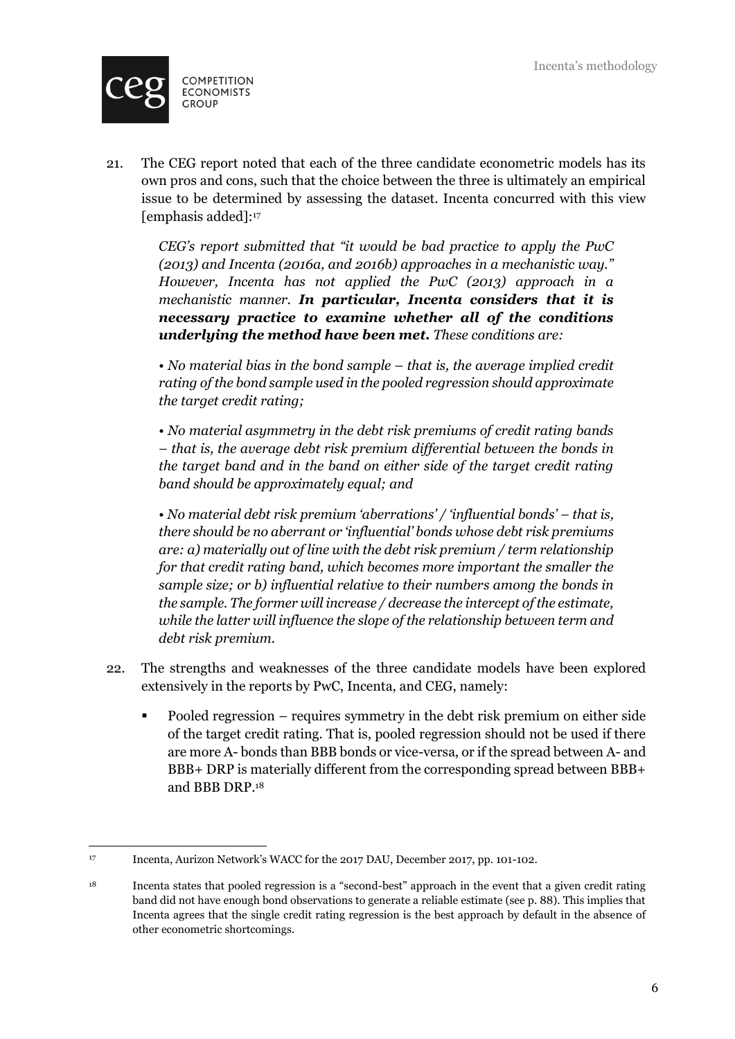21. The CEG report noted that each of the three candidate econometric models has its own pros and cons, such that the choice between the three is ultimately an empirical issue to be determined by assessing the dataset. Incenta concurred with this view [emphasis added]:[17]

> *CEG's report submitted that "it would be bad practice to apply the PwC (2013) and Incenta (2016a, and 2016b) approaches in a mechanistic way." However, Incenta has not applied the PwC (2013) approach in a mechanistic manner.* ***In particular, Incenta considers that it is necessary practice to examine whether all of the conditions underlying the method have been met.*** *These conditions are:*
>
> *• No material bias in the bond sample – that is, the average implied credit rating of the bond sample used in the pooled regression should approximate the target credit rating;*
>
> *• No material asymmetry in the debt risk premiums of credit rating bands – that is, the average debt risk premium differential between the bonds in the target band and in the band on either side of the target credit rating band should be approximately equal; and*
>
> *• No material debt risk premium 'aberrations' / 'influential bonds' – that is, there should be no aberrant or 'influential' bonds whose debt risk premiums are: a) materially out of line with the debt risk premium / term relationship for that credit rating band, which becomes more important the smaller the sample size; or b) influential relative to their numbers among the bonds in the sample. The former will increase / decrease the intercept of the estimate, while the latter will influence the slope of the relationship between term and debt risk premium.*

22. The strengths and weaknesses of the three candidate models have been explored extensively in the reports by PwC, Incenta, and CEG, namely:

    - Pooled regression – requires symmetry in the debt risk premium on either side of the target credit rating. That is, pooled regression should not be used if there are more A- bonds than BBB bonds or vice-versa, or if the spread between A- and BBB+ DRP is materially different from the corresponding spread between BBB+ and BBB DRP.[18]

---

[17] Incenta, Aurizon Network's WACC for the 2017 DAU, December 2017, pp. 101-102.

[18] Incenta states that pooled regression is a "second-best" approach in the event that a given credit rating band did not have enough bond observations to generate a reliable estimate (see p. 88). This implies that Incenta agrees that the single credit rating regression is the best approach by default in the absence of other econometric shortcomings.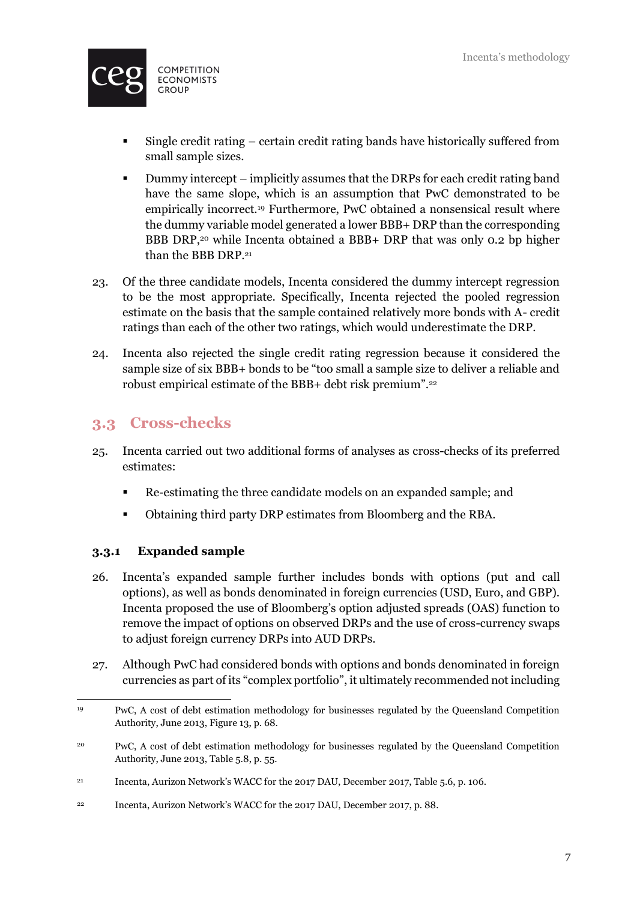- Single credit rating – certain credit rating bands have historically suffered from small sample sizes.
- Dummy intercept – implicitly assumes that the DRPs for each credit rating band have the same slope, which is an assumption that PwC demonstrated to be empirically incorrect.[19] Furthermore, PwC obtained a nonsensical result where the dummy variable model generated a lower BBB+ DRP than the corresponding BBB DRP,[20] while Incenta obtained a BBB+ DRP that was only 0.2 bp higher than the BBB DRP.[21]

23. Of the three candidate models, Incenta considered the dummy intercept regression to be the most appropriate. Specifically, Incenta rejected the pooled regression estimate on the basis that the sample contained relatively more bonds with A- credit ratings than each of the other two ratings, which would underestimate the DRP.

24. Incenta also rejected the single credit rating regression because it considered the sample size of six BBB+ bonds to be "too small a sample size to deliver a reliable and robust empirical estimate of the BBB+ debt risk premium".[22]

## 3.3 Cross-checks

25. Incenta carried out two additional forms of analyses as cross-checks of its preferred estimates:

- Re-estimating the three candidate models on an expanded sample; and
- Obtaining third party DRP estimates from Bloomberg and the RBA.

### 3.3.1 Expanded sample

26. Incenta's expanded sample further includes bonds with options (put and call options), as well as bonds denominated in foreign currencies (USD, Euro, and GBP). Incenta proposed the use of Bloomberg's option adjusted spreads (OAS) function to remove the impact of options on observed DRPs and the use of cross-currency swaps to adjust foreign currency DRPs into AUD DRPs.

27. Although PwC had considered bonds with options and bonds denominated in foreign currencies as part of its "complex portfolio", it ultimately recommended not including

---

[19] PwC, A cost of debt estimation methodology for businesses regulated by the Queensland Competition Authority, June 2013, Figure 13, p. 68.

[20] PwC, A cost of debt estimation methodology for businesses regulated by the Queensland Competition Authority, June 2013, Table 5.8, p. 55.

[21] Incenta, Aurizon Network's WACC for the 2017 DAU, December 2017, Table 5.6, p. 106.

[22] Incenta, Aurizon Network's WACC for the 2017 DAU, December 2017, p. 88.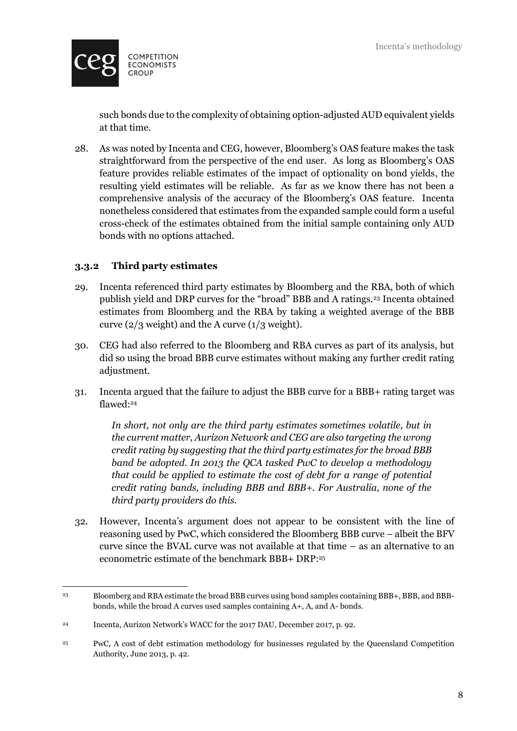such bonds due to the complexity of obtaining option-adjusted AUD equivalent yields at that time.

28. As was noted by Incenta and CEG, however, Bloomberg's OAS feature makes the task straightforward from the perspective of the end user. As long as Bloomberg's OAS feature provides reliable estimates of the impact of optionality on bond yields, the resulting yield estimates will be reliable. As far as we know there has not been a comprehensive analysis of the accuracy of the Bloomberg's OAS feature. Incenta nonetheless considered that estimates from the expanded sample could form a useful cross-check of the estimates obtained from the initial sample containing only AUD bonds with no options attached.

### 3.3.2 Third party estimates

29. Incenta referenced third party estimates by Bloomberg and the RBA, both of which publish yield and DRP curves for the "broad" BBB and A ratings.[23] Incenta obtained estimates from Bloomberg and the RBA by taking a weighted average of the BBB curve (2/3 weight) and the A curve (1/3 weight).

30. CEG had also referred to the Bloomberg and RBA curves as part of its analysis, but did so using the broad BBB curve estimates without making any further credit rating adjustment.

31. Incenta argued that the failure to adjust the BBB curve for a BBB+ rating target was flawed:[24]

> *In short, not only are the third party estimates sometimes volatile, but in the current matter, Aurizon Network and CEG are also targeting the wrong credit rating by suggesting that the third party estimates for the broad BBB band be adopted. In 2013 the QCA tasked PwC to develop a methodology that could be applied to estimate the cost of debt for a range of potential credit rating bands, including BBB and BBB+. For Australia, none of the third party providers do this.*

32. However, Incenta's argument does not appear to be consistent with the line of reasoning used by PwC, which considered the Bloomberg BBB curve – albeit the BFV curve since the BVAL curve was not available at that time – as an alternative to an econometric estimate of the benchmark BBB+ DRP:[25]

---

[23] Bloomberg and RBA estimate the broad BBB curves using bond samples containing BBB+, BBB, and BBB- bonds, while the broad A curves used samples containing A+, A, and A- bonds.

[24] Incenta, Aurizon Network's WACC for the 2017 DAU, December 2017, p. 92.

[25] PwC, A cost of debt estimation methodology for businesses regulated by the Queensland Competition Authority, June 2013, p. 42.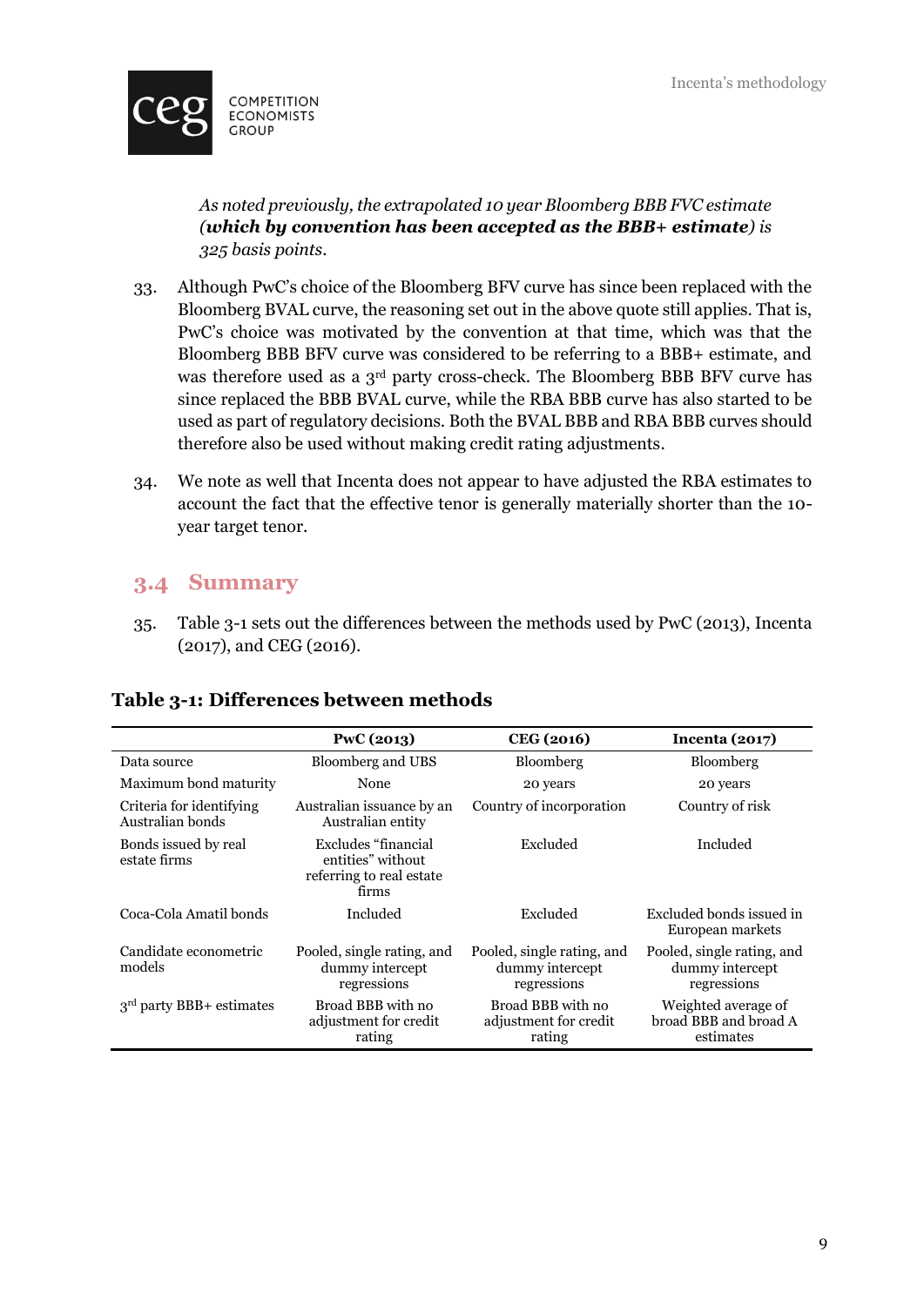*As noted previously, the extrapolated 10 year Bloomberg BBB FVC estimate **(which by convention has been accepted as the BBB+ estimate)** is 325 basis points.*

33. Although PwC's choice of the Bloomberg BFV curve has since been replaced with the Bloomberg BVAL curve, the reasoning set out in the above quote still applies. That is, PwC's choice was motivated by the convention at that time, which was that the Bloomberg BBB BFV curve was considered to be referring to a BBB+ estimate, and was therefore used as a 3rd party cross-check. The Bloomberg BBB BFV curve has since replaced the BBB BVAL curve, while the RBA BBB curve has also started to be used as part of regulatory decisions. Both the BVAL BBB and RBA BBB curves should therefore also be used without making credit rating adjustments.

34. We note as well that Incenta does not appear to have adjusted the RBA estimates to account the fact that the effective tenor is generally materially shorter than the 10-year target tenor.

## 3.4 Summary

35. Table 3-1 sets out the differences between the methods used by PwC (2013), Incenta (2017), and CEG (2016).

**Table 3-1: Differences between methods**

| | PwC (2013) | CEG (2016) | Incenta (2017) |
|---|---|---|---|
| Data source | Bloomberg and UBS | Bloomberg | Bloomberg |
| Maximum bond maturity | None | 20 years | 20 years |
| Criteria for identifying Australian bonds | Australian issuance by an Australian entity | Country of incorporation | Country of risk |
| Bonds issued by real estate firms | Excludes "financial entities" without referring to real estate firms | Excluded | Included |
| Coca-Cola Amatil bonds | Included | Excluded | Excluded bonds issued in European markets |
| Candidate econometric models | Pooled, single rating, and dummy intercept regressions | Pooled, single rating, and dummy intercept regressions | Pooled, single rating, and dummy intercept regressions |
| 3rd party BBB+ estimates | Broad BBB with no adjustment for credit rating | Broad BBB with no adjustment for credit rating | Weighted average of broad BBB and broad A estimates |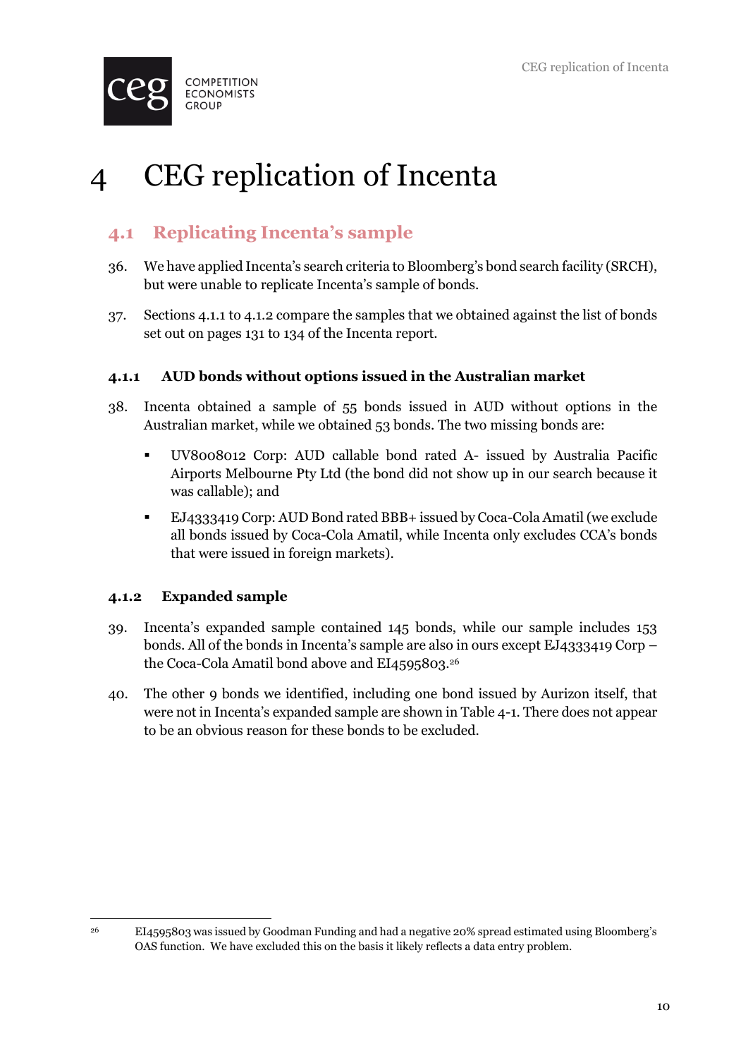# 4 CEG replication of Incenta

## 4.1 Replicating Incenta's sample

36. We have applied Incenta's search criteria to Bloomberg's bond search facility (SRCH), but were unable to replicate Incenta's sample of bonds.

37. Sections 4.1.1 to 4.1.2 compare the samples that we obtained against the list of bonds set out on pages 131 to 134 of the Incenta report.

### 4.1.1 AUD bonds without options issued in the Australian market

38. Incenta obtained a sample of 55 bonds issued in AUD without options in the Australian market, while we obtained 53 bonds. The two missing bonds are:

   - UV8008012 Corp: AUD callable bond rated A- issued by Australia Pacific Airports Melbourne Pty Ltd (the bond did not show up in our search because it was callable); and
   - EJ4333419 Corp: AUD Bond rated BBB+ issued by Coca-Cola Amatil (we exclude all bonds issued by Coca-Cola Amatil, while Incenta only excludes CCA's bonds that were issued in foreign markets).

### 4.1.2 Expanded sample

39. Incenta's expanded sample contained 145 bonds, while our sample includes 153 bonds. All of the bonds in Incenta's sample are also in ours except EJ4333419 Corp – the Coca-Cola Amatil bond above and EI4595803.[26]

40. The other 9 bonds we identified, including one bond issued by Aurizon itself, that were not in Incenta's expanded sample are shown in Table 4-1. There does not appear to be an obvious reason for these bonds to be excluded.

---

[26] EI4595803 was issued by Goodman Funding and had a negative 20% spread estimated using Bloomberg's OAS function. We have excluded this on the basis it likely reflects a data entry problem.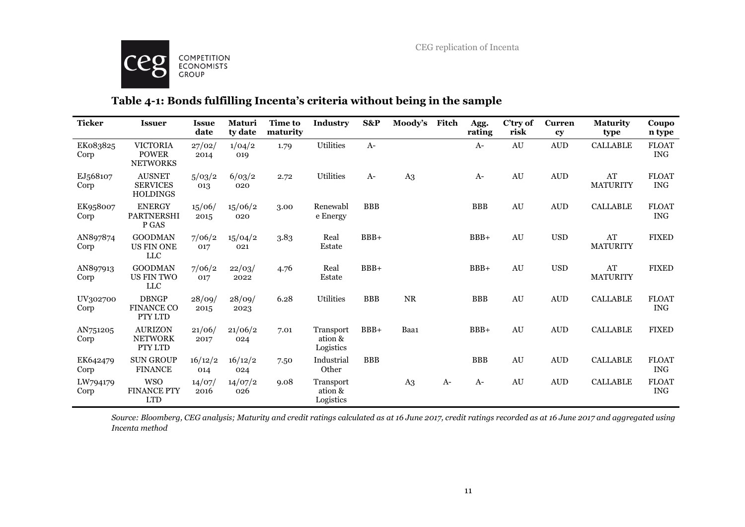**Table 4-1: Bonds fulfilling Incenta's criteria without being in the sample**

| Ticker | Issuer | Issue date | Maturity date | Time to maturity | Industry | S&P | Moody's | Fitch | Agg. rating | C'try of risk | Currency | Maturity type | Coupon type |
|---|---|---|---|---|---|---|---|---|---|---|---|---|---|
| EK083825 Corp | VICTORIA POWER NETWORKS | 27/02/2014 | 1/04/2019 | 1.79 | Utilities | A- | | | A- | AU | AUD | CALLABLE | FLOATING |
| EJ568107 Corp | AUSNET SERVICES HOLDINGS | 5/03/2013 | 6/03/2020 | 2.72 | Utilities | A- | A3 | | A- | AU | AUD | AT MATURITY | FLOATING |
| EK958007 Corp | ENERGY PARTNERSHIP GAS | 15/06/2015 | 15/06/2020 | 3.00 | Renewable Energy | BBB | | | BBB | AU | AUD | CALLABLE | FLOATING |
| AN897874 Corp | GOODMAN US FIN ONE LLC | 7/06/2017 | 15/04/2021 | 3.83 | Real Estate | BBB+ | | | BBB+ | AU | USD | AT MATURITY | FIXED |
| AN897913 Corp | GOODMAN US FIN TWO LLC | 7/06/2017 | 22/03/2022 | 4.76 | Real Estate | BBB+ | | | BBB+ | AU | USD | AT MATURITY | FIXED |
| UV302700 Corp | DBNGP FINANCE CO PTY LTD | 28/09/2015 | 28/09/2023 | 6.28 | Utilities | BBB | NR | | BBB | AU | AUD | CALLABLE | FLOATING |
| AN751205 Corp | AURIZON NETWORK PTY LTD | 21/06/2017 | 21/06/2024 | 7.01 | Transportation & Logistics | BBB+ | Baa1 | | BBB+ | AU | AUD | CALLABLE | FIXED |
| EK642479 Corp | SUN GROUP FINANCE | 16/12/2014 | 16/12/2024 | 7.50 | Industrial Other | BBB | | | BBB | AU | AUD | CALLABLE | FLOATING |
| LW794179 Corp | WSO FINANCE PTY LTD | 14/07/2016 | 14/07/2026 | 9.08 | Transportation & Logistics | | A3 | A- | A- | AU | AUD | CALLABLE | FLOATING |

*Source: Bloomberg, CEG analysis; Maturity and credit ratings calculated as at 16 June 2017, credit ratings recorded as at 16 June 2017 and aggregated using Incenta method*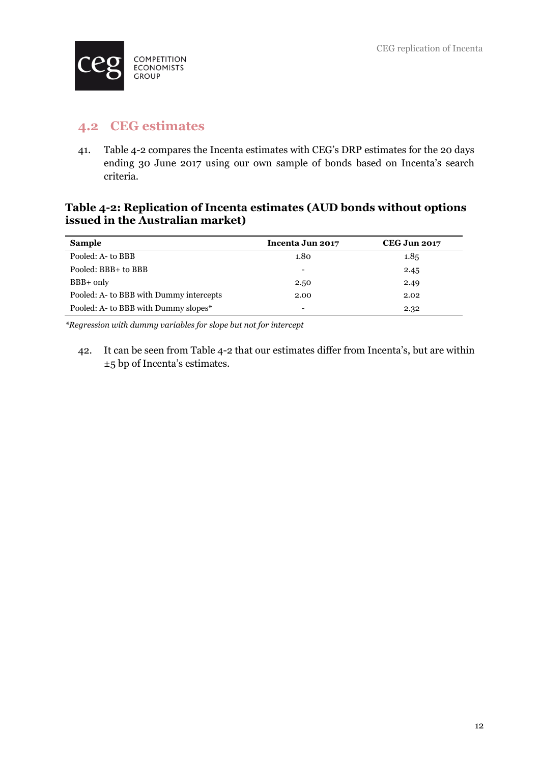## 4.2 CEG estimates

41. Table 4-2 compares the Incenta estimates with CEG's DRP estimates for the 20 days ending 30 June 2017 using our own sample of bonds based on Incenta's search criteria.

**Table 4-2: Replication of Incenta estimates (AUD bonds without options issued in the Australian market)**

| Sample | Incenta Jun 2017 | CEG Jun 2017 |
|---|---|---|
| Pooled: A- to BBB | 1.80 | 1.85 |
| Pooled: BBB+ to BBB | - | 2.45 |
| BBB+ only | 2.50 | 2.49 |
| Pooled: A- to BBB with Dummy intercepts | 2.00 | 2.02 |
| Pooled: A- to BBB with Dummy slopes* | - | 2.32 |

*\*Regression with dummy variables for slope but not for intercept*

42. It can be seen from Table 4-2 that our estimates differ from Incenta's, but are within ±5 bp of Incenta's estimates.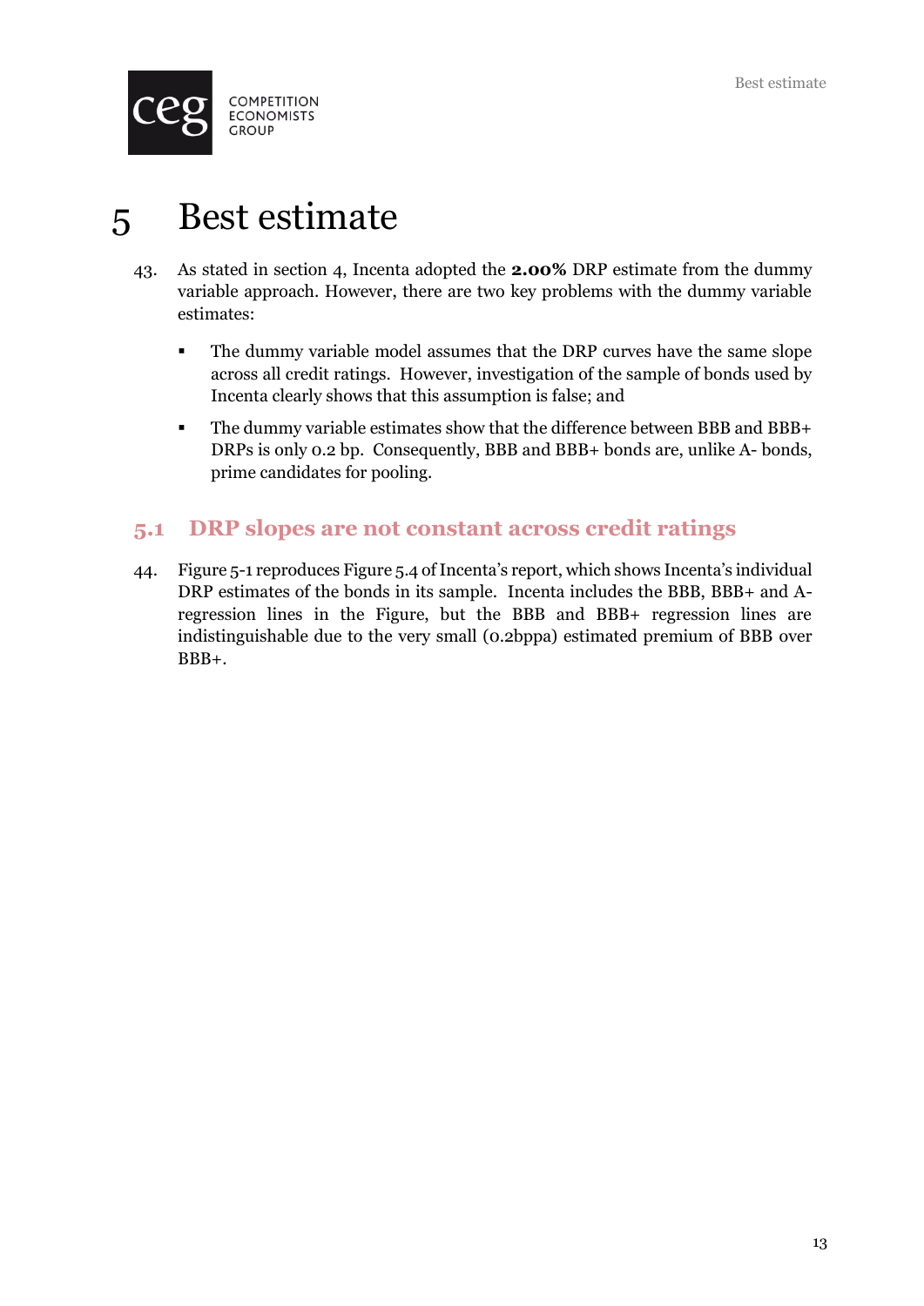# 5 Best estimate

43. As stated in section 4, Incenta adopted the **2.00%** DRP estimate from the dummy variable approach. However, there are two key problems with the dummy variable estimates:

   - The dummy variable model assumes that the DRP curves have the same slope across all credit ratings. However, investigation of the sample of bonds used by Incenta clearly shows that this assumption is false; and
   - The dummy variable estimates show that the difference between BBB and BBB+ DRPs is only 0.2 bp. Consequently, BBB and BBB+ bonds are, unlike A- bonds, prime candidates for pooling.

## 5.1 DRP slopes are not constant across credit ratings

44. Figure 5-1 reproduces Figure 5.4 of Incenta's report, which shows Incenta's individual DRP estimates of the bonds in its sample. Incenta includes the BBB, BBB+ and A- regression lines in the Figure, but the BBB and BBB+ regression lines are indistinguishable due to the very small (0.2bppa) estimated premium of BBB over BBB+.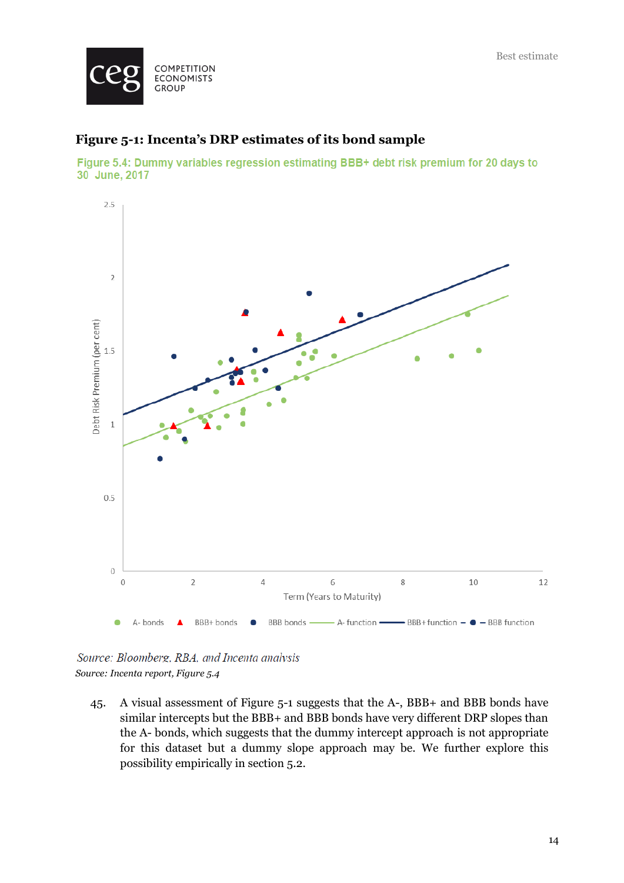**Figure 5-1: Incenta's DRP estimates of its bond sample**

Figure 5.4: Dummy variables regression estimating BBB+ debt risk premium for 20 days to 30 June, 2017

Source: Bloomberg, RBA, and Incenta analysis

*Source: Incenta report, Figure 5.4*

45. A visual assessment of Figure 5-1 suggests that the A-, BBB+ and BBB bonds have similar intercepts but the BBB+ and BBB bonds have very different DRP slopes than the A- bonds, which suggests that the dummy intercept approach is not appropriate for this dataset but a dummy slope approach may be. We further explore this possibility empirically in section 5.2.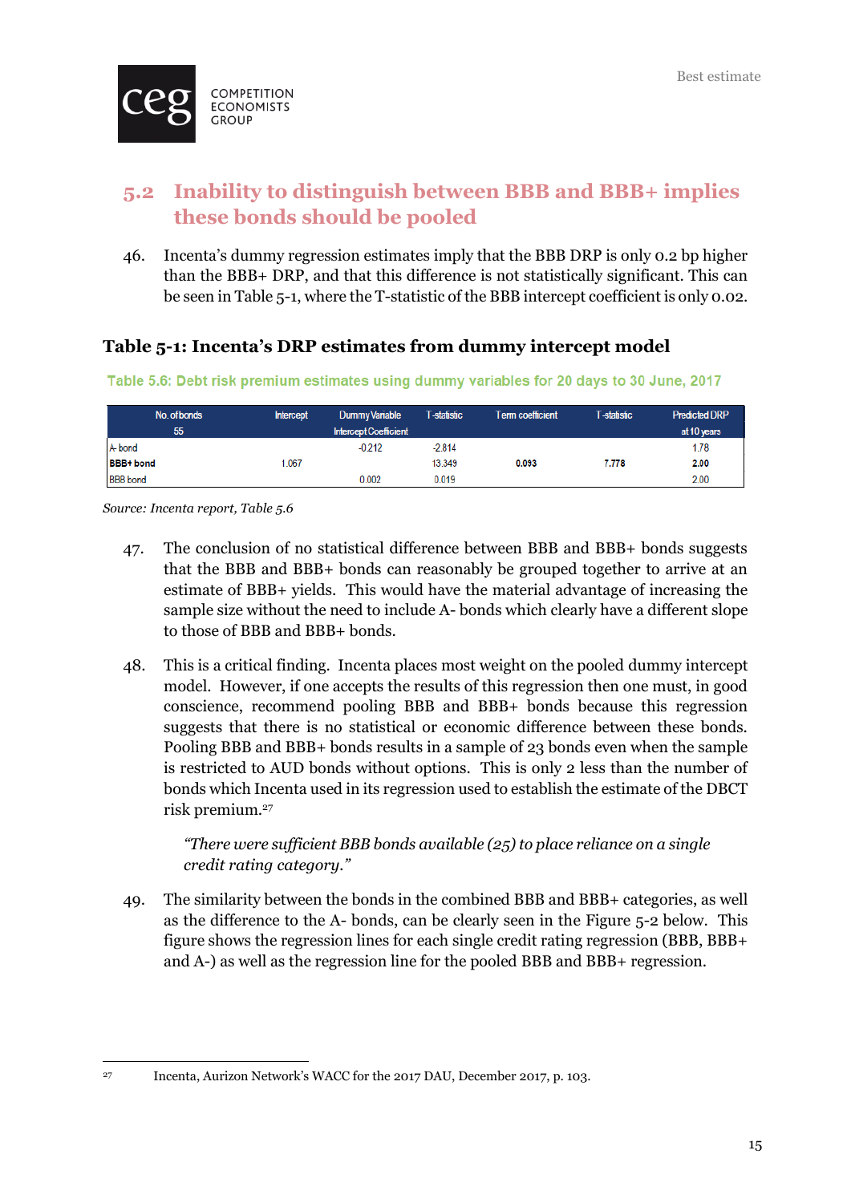## 5.2 Inability to distinguish between BBB and BBB+ implies these bonds should be pooled

46. Incenta's dummy regression estimates imply that the BBB DRP is only 0.2 bp higher than the BBB+ DRP, and that this difference is not statistically significant. This can be seen in Table 5-1, where the T-statistic of the BBB intercept coefficient is only 0.02.

### Table 5-1: Incenta's DRP estimates from dummy intercept model

Table 5.6: Debt risk premium estimates using dummy variables for 20 days to 30 June, 2017

| No. of bonds | Intercept | Dummy Variable | T-statistic | Term coefficient | T-statistic | Predicted DRP |
|---|---|---|---|---|---|---|
| 55 | | Intercept Coefficient | | | | at 10 years |
| A- bond | | -0.212 | -2.814 | | | 1.78 |
| **BBB+ bond** | 1.067 | | 13.349 | **0.093** | **7.778** | **2.00** |
| BBB bond | | 0.002 | 0.019 | | | 2.00 |

*Source: Incenta report, Table 5.6*

47. The conclusion of no statistical difference between BBB and BBB+ bonds suggests that the BBB and BBB+ bonds can reasonably be grouped together to arrive at an estimate of BBB+ yields. This would have the material advantage of increasing the sample size without the need to include A- bonds which clearly have a different slope to those of BBB and BBB+ bonds.

48. This is a critical finding. Incenta places most weight on the pooled dummy intercept model. However, if one accepts the results of this regression then one must, in good conscience, recommend pooling BBB and BBB+ bonds because this regression suggests that there is no statistical or economic difference between these bonds. Pooling BBB and BBB+ bonds results in a sample of 23 bonds even when the sample is restricted to AUD bonds without options. This is only 2 less than the number of bonds which Incenta used in its regression used to establish the estimate of the DBCT risk premium.[27]

> *"There were sufficient BBB bonds available (25) to place reliance on a single credit rating category."*

49. The similarity between the bonds in the combined BBB and BBB+ categories, as well as the difference to the A- bonds, can be clearly seen in the Figure 5-2 below. This figure shows the regression lines for each single credit rating regression (BBB, BBB+ and A-) as well as the regression line for the pooled BBB and BBB+ regression.

---

[27] Incenta, Aurizon Network's WACC for the 2017 DAU, December 2017, p. 103.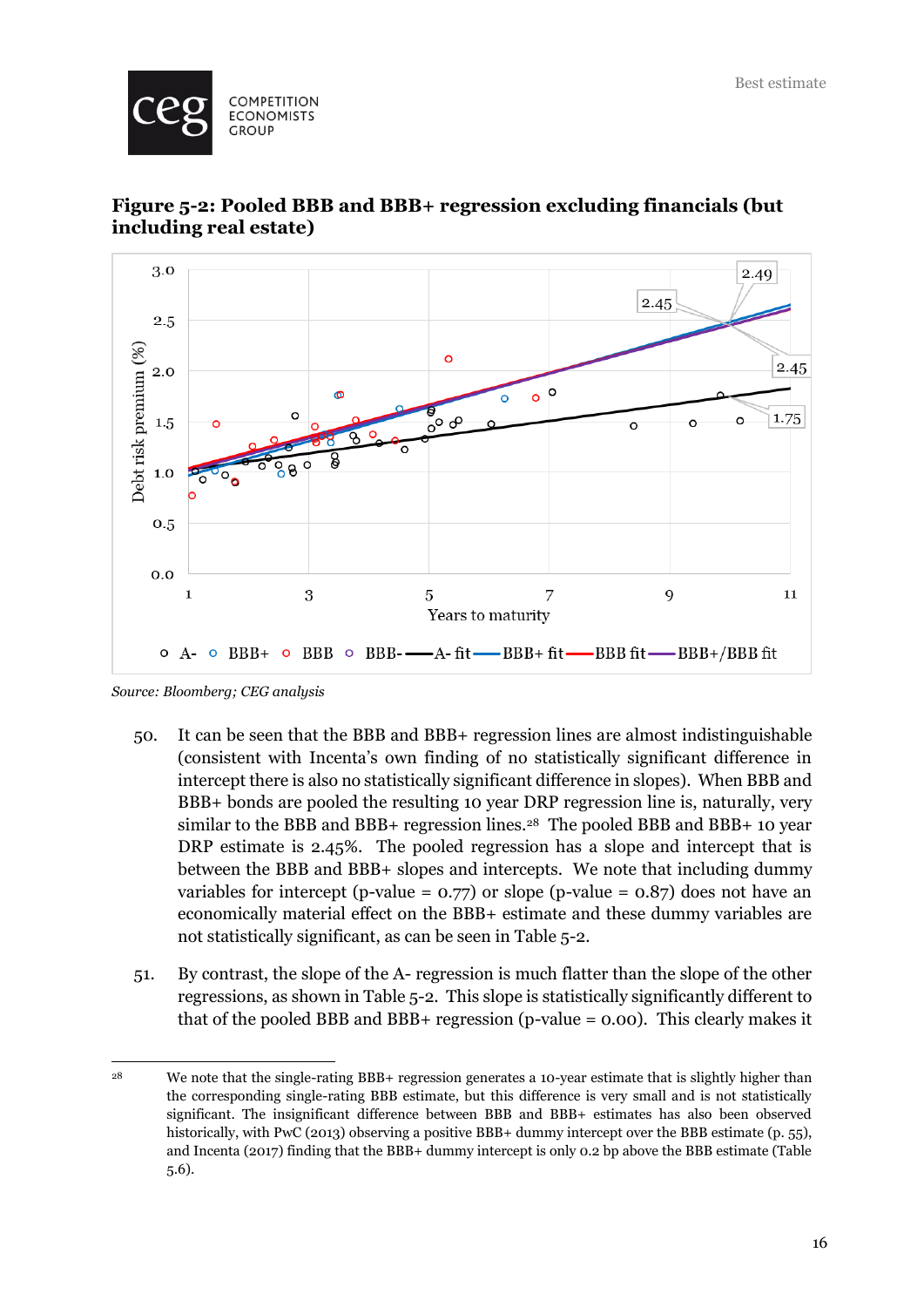**Figure 5-2: Pooled BBB and BBB+ regression excluding financials (but including real estate)**

*Source: Bloomberg; CEG analysis*

50. It can be seen that the BBB and BBB+ regression lines are almost indistinguishable (consistent with Incenta's own finding of no statistically significant difference in intercept there is also no statistically significant difference in slopes). When BBB and BBB+ bonds are pooled the resulting 10 year DRP regression line is, naturally, very similar to the BBB and BBB+ regression lines.[28] The pooled BBB and BBB+ 10 year DRP estimate is 2.45%. The pooled regression has a slope and intercept that is between the BBB and BBB+ slopes and intercepts. We note that including dummy variables for intercept (p-value = 0.77) or slope (p-value = 0.87) does not have an economically material effect on the BBB+ estimate and these dummy variables are not statistically significant, as can be seen in Table 5-2.

51. By contrast, the slope of the A- regression is much flatter than the slope of the other regressions, as shown in Table 5-2. This slope is statistically significantly different to that of the pooled BBB and BBB+ regression (p-value = 0.00). This clearly makes it

---

[28] We note that the single-rating BBB+ regression generates a 10-year estimate that is slightly higher than the corresponding single-rating BBB estimate, but this difference is very small and is not statistically significant. The insignificant difference between BBB and BBB+ estimates has also been observed historically, with PwC (2013) observing a positive BBB+ dummy intercept over the BBB estimate (p. 55), and Incenta (2017) finding that the BBB+ dummy intercept is only 0.2 bp above the BBB estimate (Table 5.6).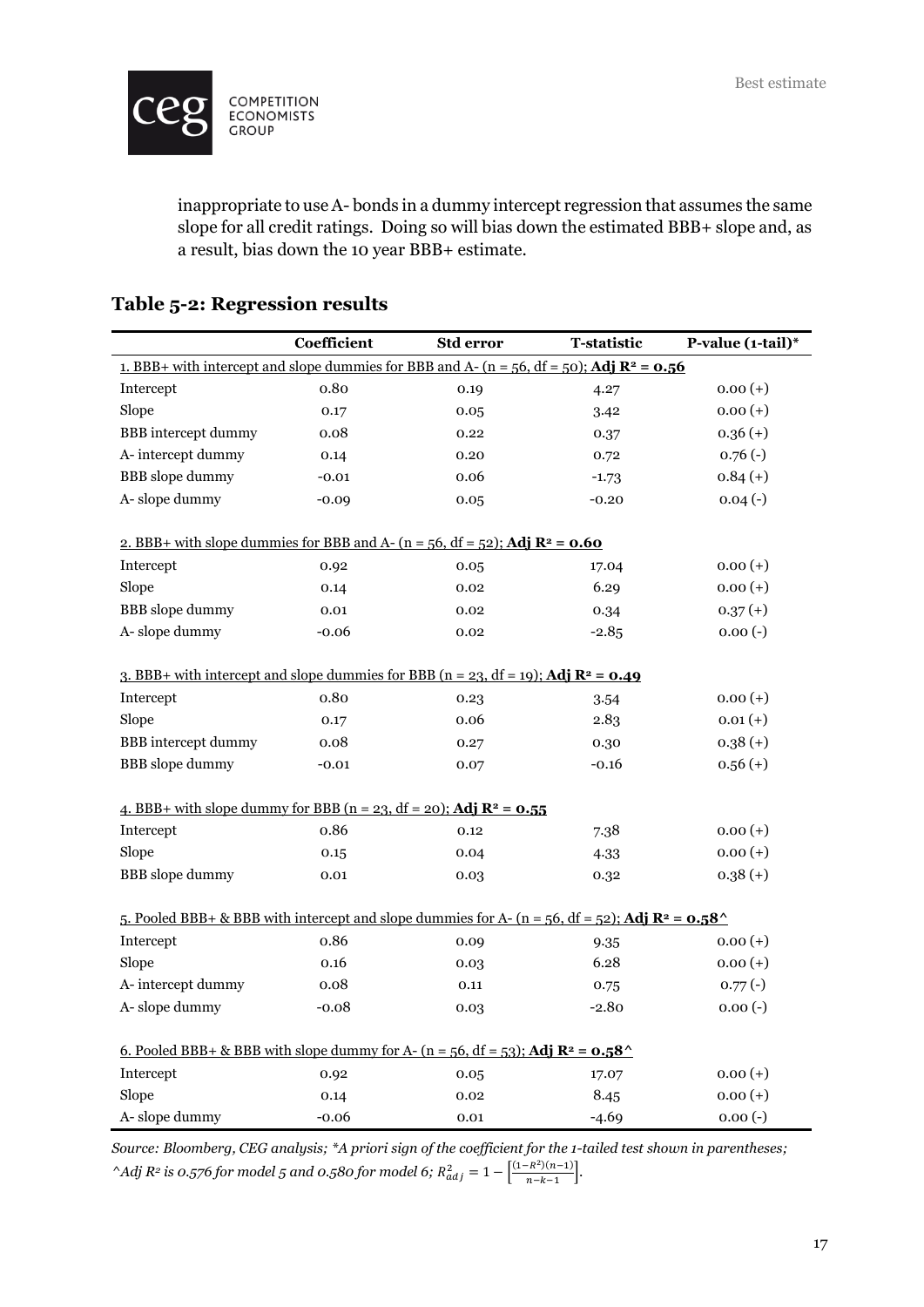inappropriate to use A- bonds in a dummy intercept regression that assumes the same slope for all credit ratings. Doing so will bias down the estimated BBB+ slope and, as a result, bias down the 10 year BBB+ estimate.

## Table 5-2: Regression results

| | Coefficient | Std error | T-statistic | P-value (1-tail)* |
|---|---|---|---|---|
| 1. BBB+ with intercept and slope dummies for BBB and A- (n = 56, df = 50); **Adj $R^2$ = 0.56** | | | | |
| Intercept | 0.80 | 0.19 | 4.27 | 0.00 (+) |
| Slope | 0.17 | 0.05 | 3.42 | 0.00 (+) |
| BBB intercept dummy | 0.08 | 0.22 | 0.37 | 0.36 (+) |
| A- intercept dummy | 0.14 | 0.20 | 0.72 | 0.76 (-) |
| BBB slope dummy | -0.01 | 0.06 | -1.73 | 0.84 (+) |
| A- slope dummy | -0.09 | 0.05 | -0.20 | 0.04 (-) |
| 2. BBB+ with slope dummies for BBB and A- (n = 56, df = 52); **Adj $R^2$ = 0.60** | | | | |
| Intercept | 0.92 | 0.05 | 17.04 | 0.00 (+) |
| Slope | 0.14 | 0.02 | 6.29 | 0.00 (+) |
| BBB slope dummy | 0.01 | 0.02 | 0.34 | 0.37 (+) |
| A- slope dummy | -0.06 | 0.02 | -2.85 | 0.00 (-) |
| 3. BBB+ with intercept and slope dummies for BBB (n = 23, df = 19); **Adj $R^2$ = 0.49** | | | | |
| Intercept | 0.80 | 0.23 | 3.54 | 0.00 (+) |
| Slope | 0.17 | 0.06 | 2.83 | 0.01 (+) |
| BBB intercept dummy | 0.08 | 0.27 | 0.30 | 0.38 (+) |
| BBB slope dummy | -0.01 | 0.07 | -0.16 | 0.56 (+) |
| 4. BBB+ with slope dummy for BBB (n = 23, df = 20); **Adj $R^2$ = 0.55** | | | | |
| Intercept | 0.86 | 0.12 | 7.38 | 0.00 (+) |
| Slope | 0.15 | 0.04 | 4.33 | 0.00 (+) |
| BBB slope dummy | 0.01 | 0.03 | 0.32 | 0.38 (+) |
| 5. Pooled BBB+ & BBB with intercept and slope dummies for A- (n = 56, df = 52); **Adj $R^2$ = 0.58^** | | | | |
| Intercept | 0.86 | 0.09 | 9.35 | 0.00 (+) |
| Slope | 0.16 | 0.03 | 6.28 | 0.00 (+) |
| A- intercept dummy | 0.08 | 0.11 | 0.75 | 0.77 (-) |
| A- slope dummy | -0.08 | 0.03 | -2.80 | 0.00 (-) |
| 6. Pooled BBB+ & BBB with slope dummy for A- (n = 56, df = 53); **Adj $R^2$ = 0.58^** | | | | |
| Intercept | 0.92 | 0.05 | 17.07 | 0.00 (+) |
| Slope | 0.14 | 0.02 | 8.45 | 0.00 (+) |
| A- slope dummy | -0.06 | 0.01 | -4.69 | 0.00 (-) |

*Source: Bloomberg, CEG analysis; *A priori sign of the coefficient for the 1-tailed test shown in parentheses; ^Adj $R^2$ is 0.576 for model 5 and 0.580 for model 6;* $R^2_{adj} = 1 - \left[\frac{(1-R^2)(n-1)}{n-k-1}\right]$.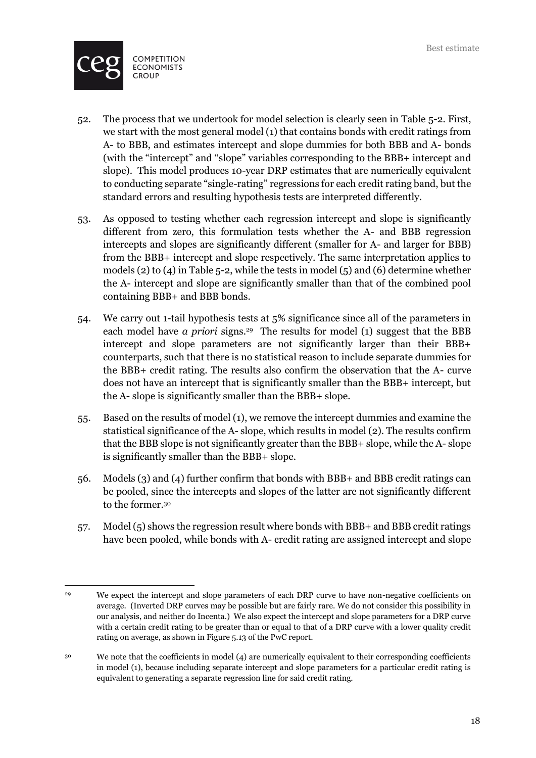52. The process that we undertook for model selection is clearly seen in Table 5-2. First, we start with the most general model (1) that contains bonds with credit ratings from A- to BBB, and estimates intercept and slope dummies for both BBB and A- bonds (with the "intercept" and "slope" variables corresponding to the BBB+ intercept and slope). This model produces 10-year DRP estimates that are numerically equivalent to conducting separate "single-rating" regressions for each credit rating band, but the standard errors and resulting hypothesis tests are interpreted differently.

53. As opposed to testing whether each regression intercept and slope is significantly different from zero, this formulation tests whether the A- and BBB regression intercepts and slopes are significantly different (smaller for A- and larger for BBB) from the BBB+ intercept and slope respectively. The same interpretation applies to models (2) to (4) in Table 5-2, while the tests in model (5) and (6) determine whether the A- intercept and slope are significantly smaller than that of the combined pool containing BBB+ and BBB bonds.

54. We carry out 1-tail hypothesis tests at 5% significance since all of the parameters in each model have *a priori* signs.[29] The results for model (1) suggest that the BBB intercept and slope parameters are not significantly larger than their BBB+ counterparts, such that there is no statistical reason to include separate dummies for the BBB+ credit rating. The results also confirm the observation that the A- curve does not have an intercept that is significantly smaller than the BBB+ intercept, but the A- slope is significantly smaller than the BBB+ slope.

55. Based on the results of model (1), we remove the intercept dummies and examine the statistical significance of the A- slope, which results in model (2). The results confirm that the BBB slope is not significantly greater than the BBB+ slope, while the A- slope is significantly smaller than the BBB+ slope.

56. Models (3) and (4) further confirm that bonds with BBB+ and BBB credit ratings can be pooled, since the intercepts and slopes of the latter are not significantly different to the former.[30]

57. Model (5) shows the regression result where bonds with BBB+ and BBB credit ratings have been pooled, while bonds with A- credit rating are assigned intercept and slope

---

[29] We expect the intercept and slope parameters of each DRP curve to have non-negative coefficients on average. (Inverted DRP curves may be possible but are fairly rare. We do not consider this possibility in our analysis, and neither do Incenta.) We also expect the intercept and slope parameters for a DRP curve with a certain credit rating to be greater than or equal to that of a DRP curve with a lower quality credit rating on average, as shown in Figure 5.13 of the PwC report.

[30] We note that the coefficients in model (4) are numerically equivalent to their corresponding coefficients in model (1), because including separate intercept and slope parameters for a particular credit rating is equivalent to generating a separate regression line for said credit rating.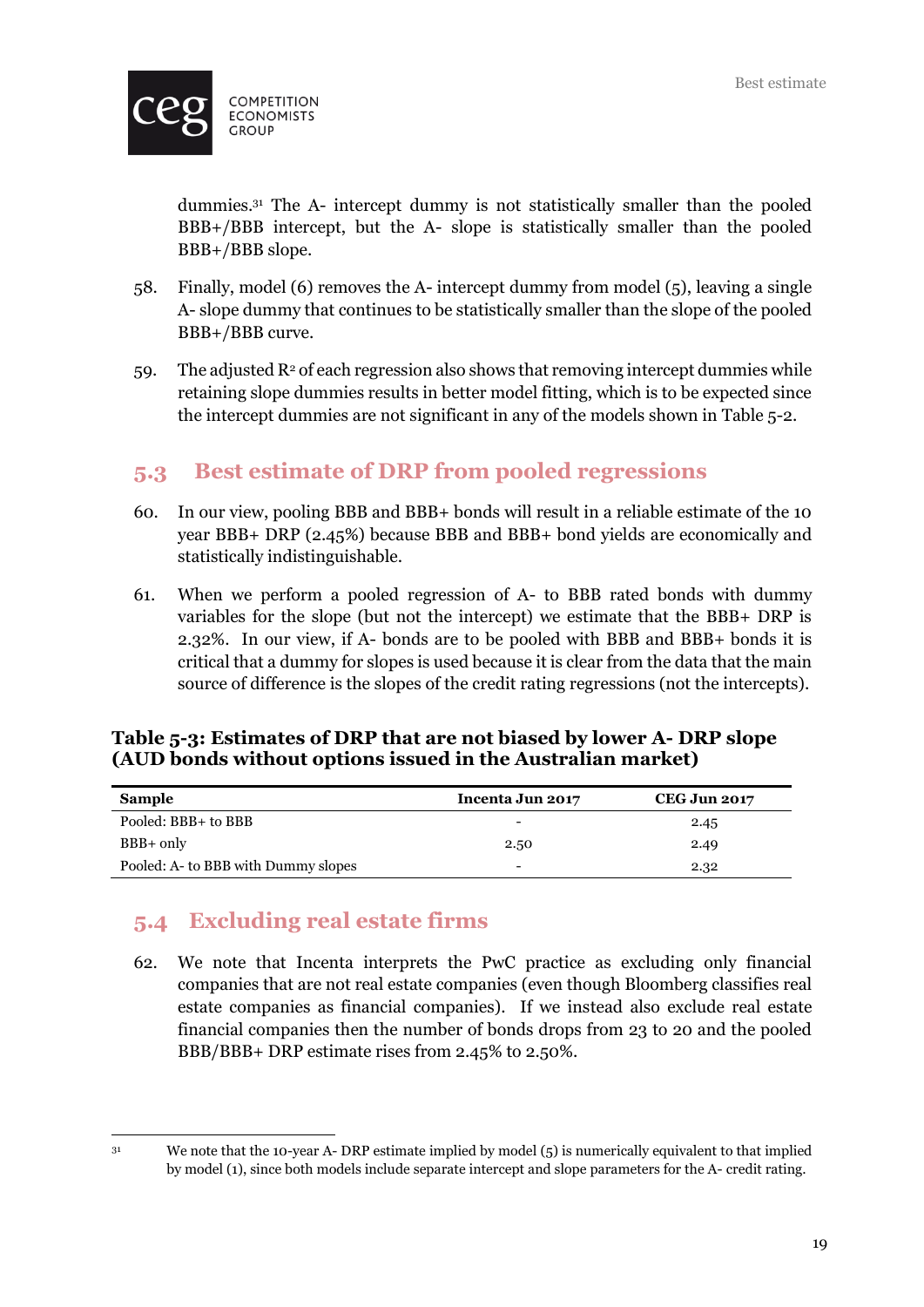dummies.[31] The A- intercept dummy is not statistically smaller than the pooled BBB+/BBB intercept, but the A- slope is statistically smaller than the pooled BBB+/BBB slope.

58. Finally, model (6) removes the A- intercept dummy from model (5), leaving a single A- slope dummy that continues to be statistically smaller than the slope of the pooled BBB+/BBB curve.

59. The adjusted $R^2$ of each regression also shows that removing intercept dummies while retaining slope dummies results in better model fitting, which is to be expected since the intercept dummies are not significant in any of the models shown in Table 5-2.

## 5.3 Best estimate of DRP from pooled regressions

60. In our view, pooling BBB and BBB+ bonds will result in a reliable estimate of the 10 year BBB+ DRP (2.45%) because BBB and BBB+ bond yields are economically and statistically indistinguishable.

61. When we perform a pooled regression of A- to BBB rated bonds with dummy variables for the slope (but not the intercept) we estimate that the BBB+ DRP is 2.32%. In our view, if A- bonds are to be pooled with BBB and BBB+ bonds it is critical that a dummy for slopes is used because it is clear from the data that the main source of difference is the slopes of the credit rating regressions (not the intercepts).

**Table 5-3: Estimates of DRP that are not biased by lower A- DRP slope (AUD bonds without options issued in the Australian market)**

| Sample | Incenta Jun 2017 | CEG Jun 2017 |
|---|---|---|
| Pooled: BBB+ to BBB | - | 2.45 |
| BBB+ only | 2.50 | 2.49 |
| Pooled: A- to BBB with Dummy slopes | - | 2.32 |

## 5.4 Excluding real estate firms

62. We note that Incenta interprets the PwC practice as excluding only financial companies that are not real estate companies (even though Bloomberg classifies real estate companies as financial companies). If we instead also exclude real estate financial companies then the number of bonds drops from 23 to 20 and the pooled BBB/BBB+ DRP estimate rises from 2.45% to 2.50%.

[31] We note that the 10-year A- DRP estimate implied by model (5) is numerically equivalent to that implied by model (1), since both models include separate intercept and slope parameters for the A- credit rating.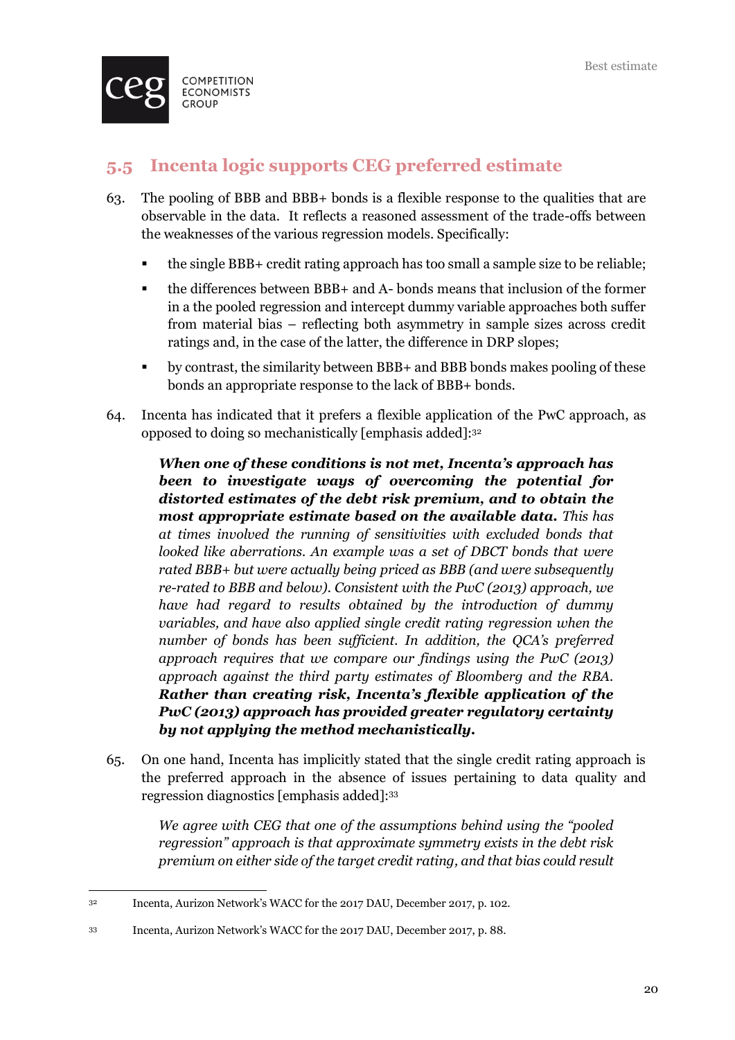## 5.5 Incenta logic supports CEG preferred estimate

63. The pooling of BBB and BBB+ bonds is a flexible response to the qualities that are observable in the data. It reflects a reasoned assessment of the trade-offs between the weaknesses of the various regression models. Specifically:

    - the single BBB+ credit rating approach has too small a sample size to be reliable;
    - the differences between BBB+ and A- bonds means that inclusion of the former in a the pooled regression and intercept dummy variable approaches both suffer from material bias – reflecting both asymmetry in sample sizes across credit ratings and, in the case of the latter, the difference in DRP slopes;
    - by contrast, the similarity between BBB+ and BBB bonds makes pooling of these bonds an appropriate response to the lack of BBB+ bonds.

64. Incenta has indicated that it prefers a flexible application of the PwC approach, as opposed to doing so mechanistically [emphasis added]:[32]

    > ***When one of these conditions is not met, Incenta's approach has been to investigate ways of overcoming the potential for distorted estimates of the debt risk premium, and to obtain the most appropriate estimate based on the available data.*** *This has at times involved the running of sensitivities with excluded bonds that looked like aberrations. An example was a set of DBCT bonds that were rated BBB+ but were actually being priced as BBB (and were subsequently re-rated to BBB and below). Consistent with the PwC (2013) approach, we have had regard to results obtained by the introduction of dummy variables, and have also applied single credit rating regression when the number of bonds has been sufficient. In addition, the QCA's preferred approach requires that we compare our findings using the PwC (2013) approach against the third party estimates of Bloomberg and the RBA.* ***Rather than creating risk, Incenta's flexible application of the PwC (2013) approach has provided greater regulatory certainty by not applying the method mechanistically.***

65. On one hand, Incenta has implicitly stated that the single credit rating approach is the preferred approach in the absence of issues pertaining to data quality and regression diagnostics [emphasis added]:[33]

    > *We agree with CEG that one of the assumptions behind using the "pooled regression" approach is that approximate symmetry exists in the debt risk premium on either side of the target credit rating, and that bias could result*

---

[32] Incenta, Aurizon Network's WACC for the 2017 DAU, December 2017, p. 102.

[33] Incenta, Aurizon Network's WACC for the 2017 DAU, December 2017, p. 88.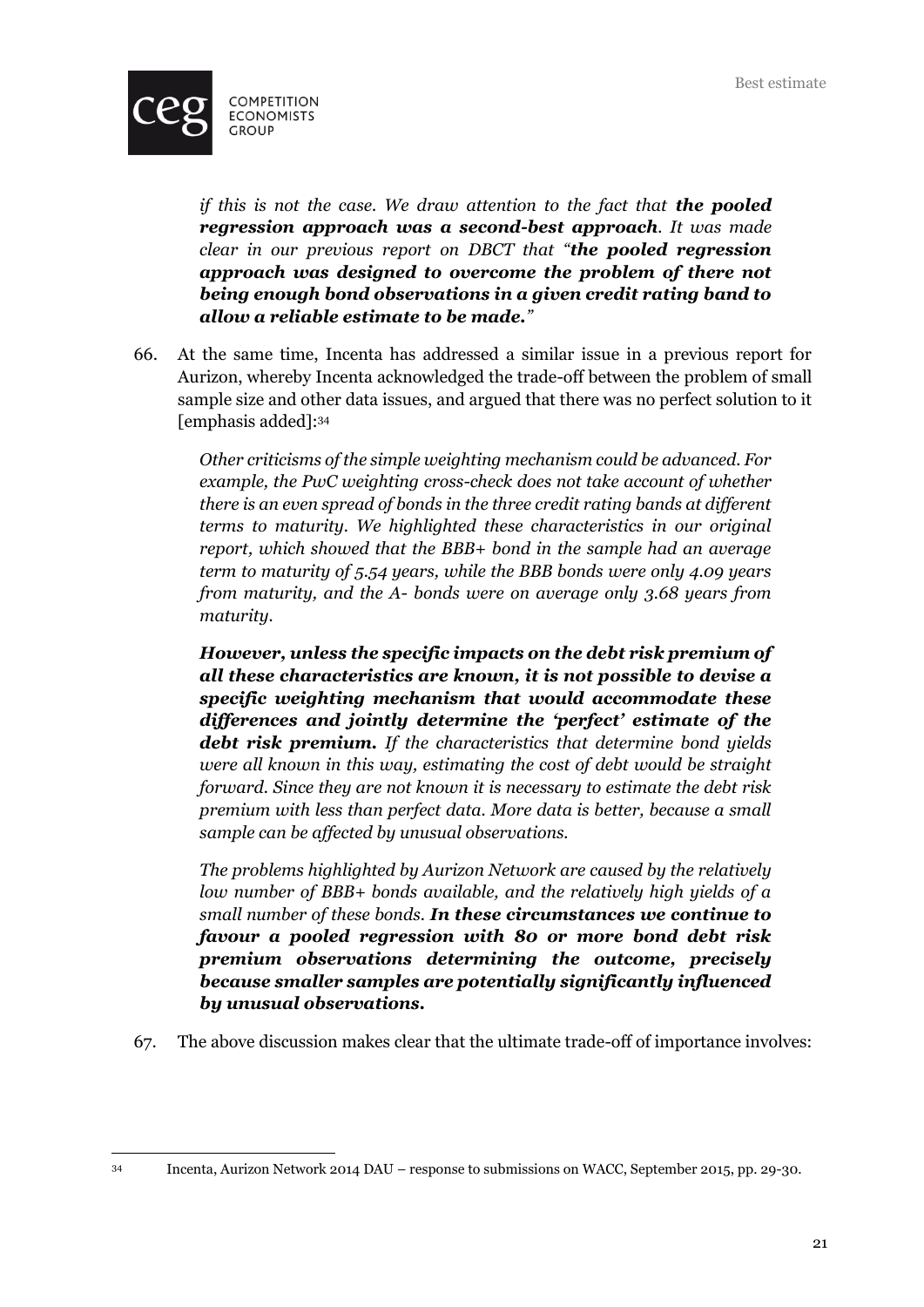*if this is not the case. We draw attention to the fact that* ***the pooled regression approach was a second-best approach****. It was made clear in our previous report on DBCT that "****the pooled regression approach was designed to overcome the problem of there not being enough bond observations in a given credit rating band to allow a reliable estimate to be made.****"*

66. At the same time, Incenta has addressed a similar issue in a previous report for Aurizon, whereby Incenta acknowledged the trade-off between the problem of small sample size and other data issues, and argued that there was no perfect solution to it [emphasis added]:[34]

> *Other criticisms of the simple weighting mechanism could be advanced. For example, the PwC weighting cross-check does not take account of whether there is an even spread of bonds in the three credit rating bands at different terms to maturity. We highlighted these characteristics in our original report, which showed that the BBB+ bond in the sample had an average term to maturity of 5.54 years, while the BBB bonds were only 4.09 years from maturity, and the A- bonds were on average only 3.68 years from maturity.*
>
> ***However, unless the specific impacts on the debt risk premium of all these characteristics are known, it is not possible to devise a specific weighting mechanism that would accommodate these differences and jointly determine the 'perfect' estimate of the debt risk premium.*** *If the characteristics that determine bond yields were all known in this way, estimating the cost of debt would be straight forward. Since they are not known it is necessary to estimate the debt risk premium with less than perfect data. More data is better, because a small sample can be affected by unusual observations.*
>
> *The problems highlighted by Aurizon Network are caused by the relatively low number of BBB+ bonds available, and the relatively high yields of a small number of these bonds.* ***In these circumstances we continue to favour a pooled regression with 80 or more bond debt risk premium observations determining the outcome, precisely because smaller samples are potentially significantly influenced by unusual observations.***

67. The above discussion makes clear that the ultimate trade-off of importance involves:

---

[34] Incenta, Aurizon Network 2014 DAU – response to submissions on WACC, September 2015, pp. 29-30.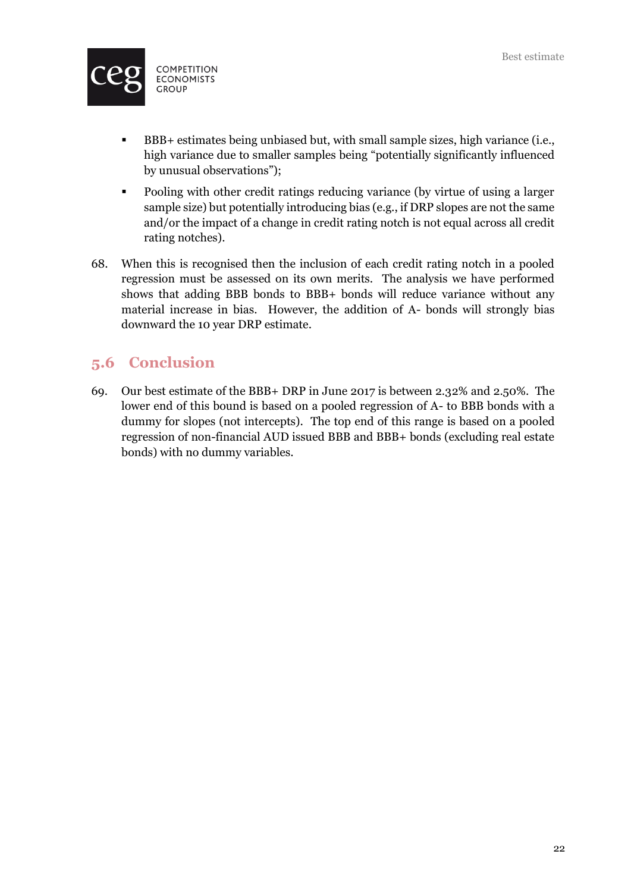- BBB+ estimates being unbiased but, with small sample sizes, high variance (i.e., high variance due to smaller samples being "potentially significantly influenced by unusual observations");
- Pooling with other credit ratings reducing variance (by virtue of using a larger sample size) but potentially introducing bias (e.g., if DRP slopes are not the same and/or the impact of a change in credit rating notch is not equal across all credit rating notches).

68. When this is recognised then the inclusion of each credit rating notch in a pooled regression must be assessed on its own merits. The analysis we have performed shows that adding BBB bonds to BBB+ bonds will reduce variance without any material increase in bias. However, the addition of A- bonds will strongly bias downward the 10 year DRP estimate.

## 5.6 Conclusion

69. Our best estimate of the BBB+ DRP in June 2017 is between 2.32% and 2.50%. The lower end of this bound is based on a pooled regression of A- to BBB bonds with a dummy for slopes (not intercepts). The top end of this range is based on a pooled regression of non-financial AUD issued BBB and BBB+ bonds (excluding real estate bonds) with no dummy variables.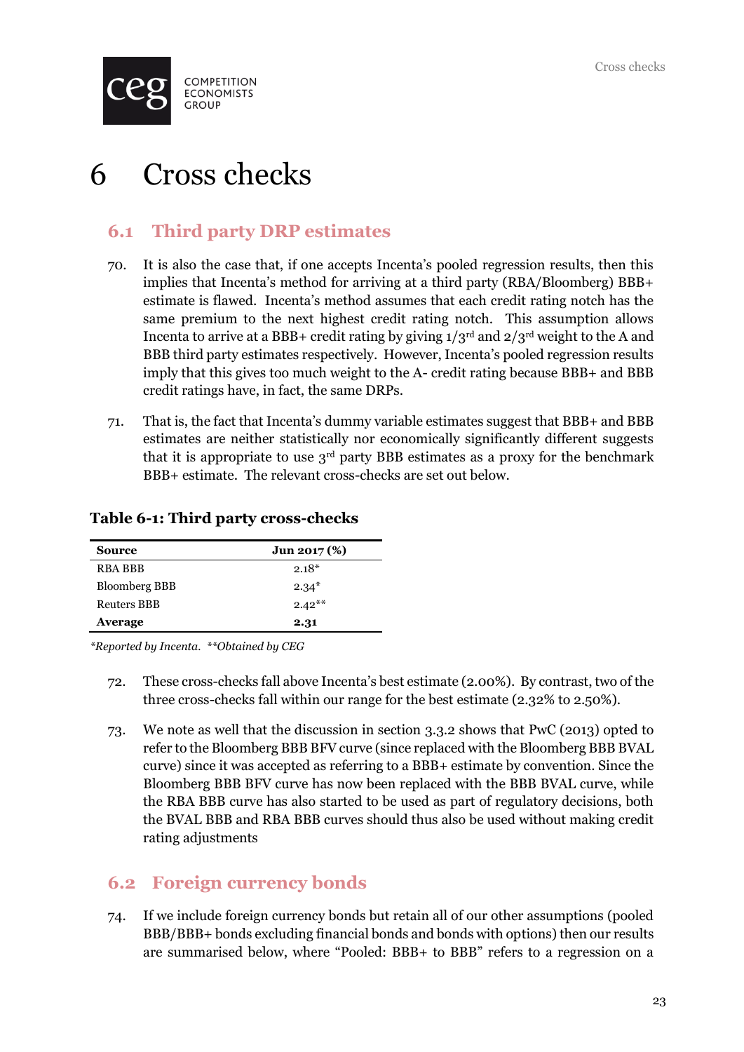# 6 Cross checks

## 6.1 Third party DRP estimates

70. It is also the case that, if one accepts Incenta's pooled regression results, then this implies that Incenta's method for arriving at a third party (RBA/Bloomberg) BBB+ estimate is flawed. Incenta's method assumes that each credit rating notch has the same premium to the next highest credit rating notch. This assumption allows Incenta to arrive at a BBB+ credit rating by giving 1/3rd and 2/3rd weight to the A and BBB third party estimates respectively. However, Incenta's pooled regression results imply that this gives too much weight to the A- credit rating because BBB+ and BBB credit ratings have, in fact, the same DRPs.

71. That is, the fact that Incenta's dummy variable estimates suggest that BBB+ and BBB estimates are neither statistically nor economically significantly different suggests that it is appropriate to use 3rd party BBB estimates as a proxy for the benchmark BBB+ estimate. The relevant cross-checks are set out below.

**Table 6-1: Third party cross-checks**

| Source | Jun 2017 (%) |
|---|---|
| RBA BBB | 2.18* |
| Bloomberg BBB | 2.34* |
| Reuters BBB | 2.42** |
| **Average** | **2.31** |

*\*Reported by Incenta. \*\*Obtained by CEG*

72. These cross-checks fall above Incenta's best estimate (2.00%). By contrast, two of the three cross-checks fall within our range for the best estimate (2.32% to 2.50%).

73. We note as well that the discussion in section 3.3.2 shows that PwC (2013) opted to refer to the Bloomberg BBB BFV curve (since replaced with the Bloomberg BBB BVAL curve) since it was accepted as referring to a BBB+ estimate by convention. Since the Bloomberg BBB BFV curve has now been replaced with the BBB BVAL curve, while the RBA BBB curve has also started to be used as part of regulatory decisions, both the BVAL BBB and RBA BBB curves should thus also be used without making credit rating adjustments

## 6.2 Foreign currency bonds

74. If we include foreign currency bonds but retain all of our other assumptions (pooled BBB/BBB+ bonds excluding financial bonds and bonds with options) then our results are summarised below, where "Pooled: BBB+ to BBB" refers to a regression on a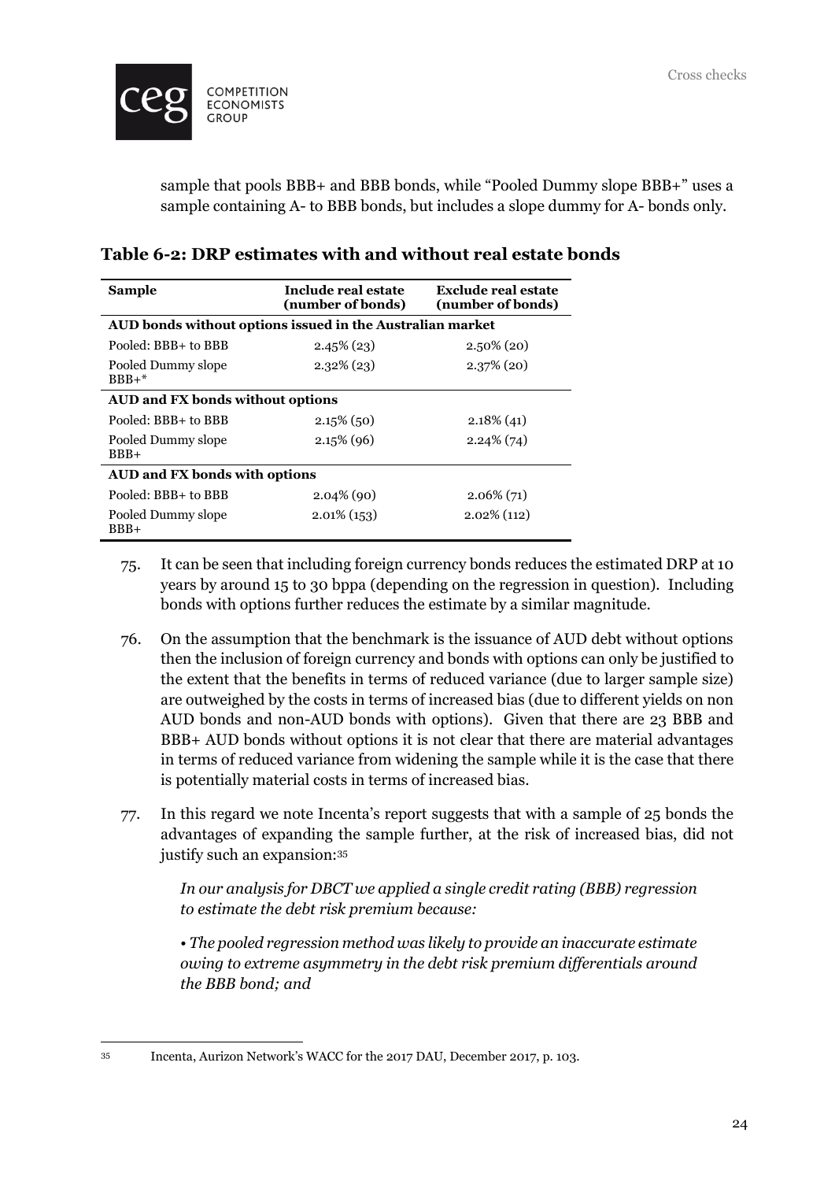sample that pools BBB+ and BBB bonds, while "Pooled Dummy slope BBB+" uses a sample containing A- to BBB bonds, but includes a slope dummy for A- bonds only.

### Table 6-2: DRP estimates with and without real estate bonds

| Sample | Include real estate (number of bonds) | Exclude real estate (number of bonds) |
|---|---|---|
| **AUD bonds without options issued in the Australian market** | | |
| Pooled: BBB+ to BBB | 2.45% (23) | 2.50% (20) |
| Pooled Dummy slope BBB+* | 2.32% (23) | 2.37% (20) |
| **AUD and FX bonds without options** | | |
| Pooled: BBB+ to BBB | 2.15% (50) | 2.18% (41) |
| Pooled Dummy slope BBB+ | 2.15% (96) | 2.24% (74) |
| **AUD and FX bonds with options** | | |
| Pooled: BBB+ to BBB | 2.04% (90) | 2.06% (71) |
| Pooled Dummy slope BBB+ | 2.01% (153) | 2.02% (112) |

75. It can be seen that including foreign currency bonds reduces the estimated DRP at 10 years by around 15 to 30 bppa (depending on the regression in question). Including bonds with options further reduces the estimate by a similar magnitude.

76. On the assumption that the benchmark is the issuance of AUD debt without options then the inclusion of foreign currency and bonds with options can only be justified to the extent that the benefits in terms of reduced variance (due to larger sample size) are outweighed by the costs in terms of increased bias (due to different yields on non AUD bonds and non-AUD bonds with options). Given that there are 23 BBB and BBB+ AUD bonds without options it is not clear that there are material advantages in terms of reduced variance from widening the sample while it is the case that there is potentially material costs in terms of increased bias.

77. In this regard we note Incenta's report suggests that with a sample of 25 bonds the advantages of expanding the sample further, at the risk of increased bias, did not justify such an expansion:[35]

> *In our analysis for DBCT we applied a single credit rating (BBB) regression to estimate the debt risk premium because:*
>
> *• The pooled regression method was likely to provide an inaccurate estimate owing to extreme asymmetry in the debt risk premium differentials around the BBB bond; and*

[35] Incenta, Aurizon Network's WACC for the 2017 DAU, December 2017, p. 103.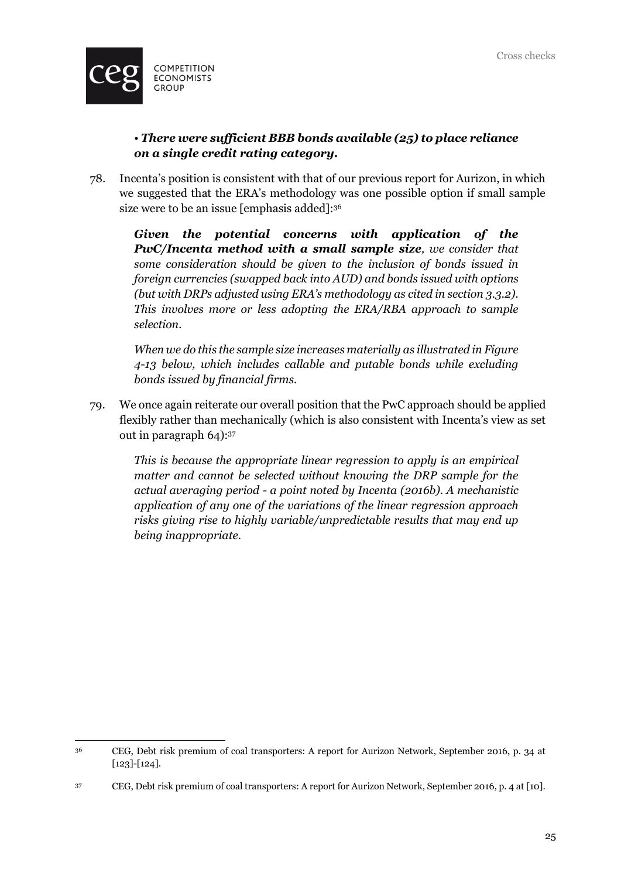• ***There were sufficient BBB bonds available (25) to place reliance on a single credit rating category.***

78. Incenta's position is consistent with that of our previous report for Aurizon, in which we suggested that the ERA's methodology was one possible option if small sample size were to be an issue [emphasis added]:[36]

> ***Given the potential concerns with application of the PwC/Incenta method with a small sample size****, we consider that some consideration should be given to the inclusion of bonds issued in foreign currencies (swapped back into AUD) and bonds issued with options (but with DRPs adjusted using ERA's methodology as cited in section 3.3.2). This involves more or less adopting the ERA/RBA approach to sample selection.*
>
> *When we do this the sample size increases materially as illustrated in Figure 4-13 below, which includes callable and putable bonds while excluding bonds issued by financial firms.*

79. We once again reiterate our overall position that the PwC approach should be applied flexibly rather than mechanically (which is also consistent with Incenta's view as set out in paragraph 64):[37]

> *This is because the appropriate linear regression to apply is an empirical matter and cannot be selected without knowing the DRP sample for the actual averaging period - a point noted by Incenta (2016b). A mechanistic application of any one of the variations of the linear regression approach risks giving rise to highly variable/unpredictable results that may end up being inappropriate.*

---

[36] CEG, Debt risk premium of coal transporters: A report for Aurizon Network, September 2016, p. 34 at [123]-[124].

[37] CEG, Debt risk premium of coal transporters: A report for Aurizon Network, September 2016, p. 4 at [10].